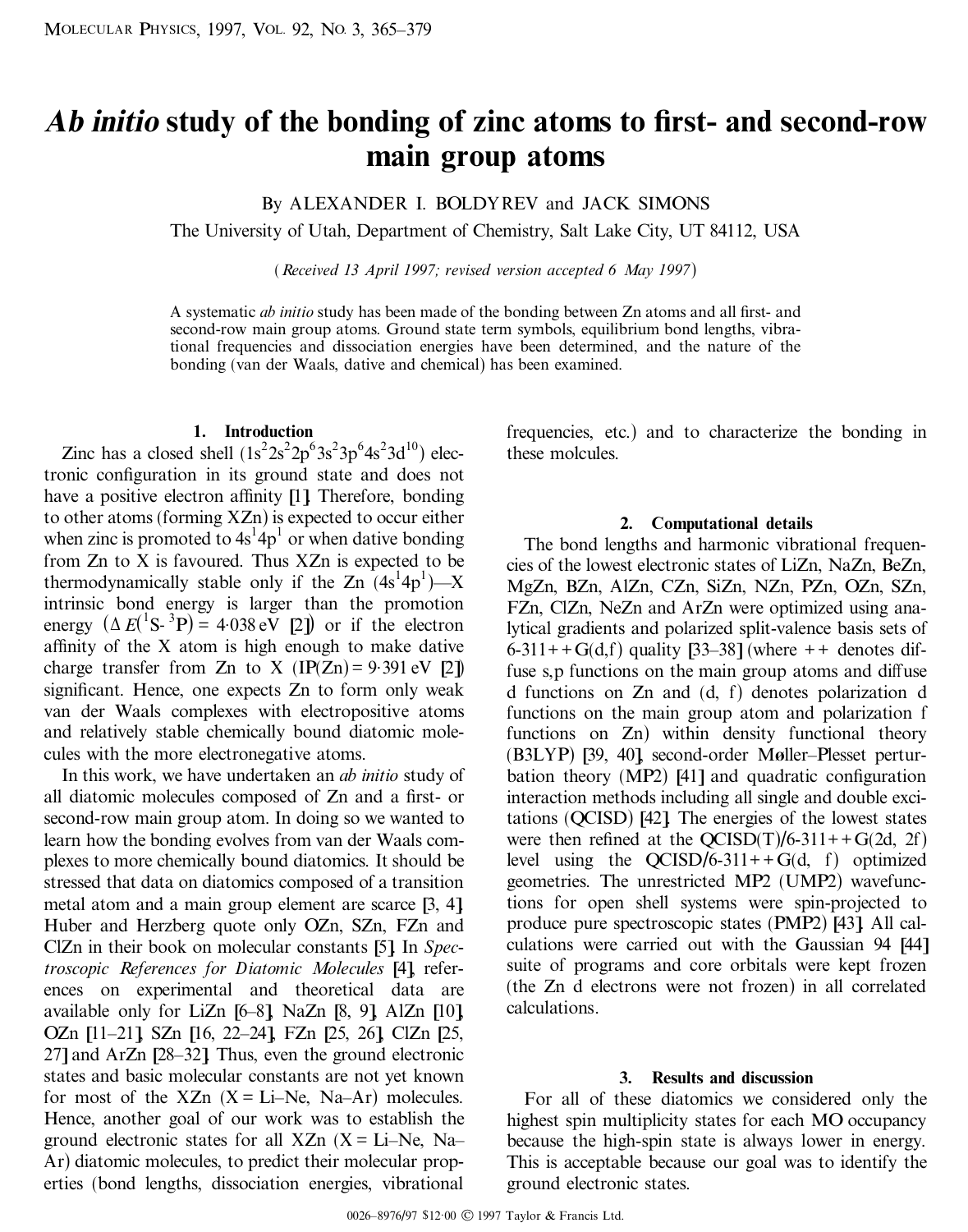# *Ab initio* study of the bonding of zinc atoms to first- and second-row main group atoms

By ALEXANDER I. BOLDYREV and JACK SIMONS

The University of Utah, Department of Chemistry, Salt Lake City, UT 84112, USA

(*Received 13 April 1997; revised version accepted 6 May 1997*)

A systematic *ab initio* study has been made of the bonding between Zn atoms and all first- and second-row main group atoms. Ground state term symbols, equilibrium bond lengths, vibrational frequencies and dissociation energies have been determined, and the nature of the bonding (van der Waals, dative and chemical) has been examined.

## 1. Introduction

Zinc has a closed shell ($1s^2 2s^2 2p^6 3s^2 3p^6 4s^2 3d^{10}$) electronic configuration in its ground state and does not have a positive electron affinity [1]. Therefore, bonding to other atoms (forming XZn) is expected to occur either when zinc is promoted to $4s^1 4p^1$ or when dative bonding from Zn to X is favoured. Thus XZn is expected to be thermodynamically stable only if the Zn ($4s^1 4p^1$)—X intrinsic bond energy is larger than the promotion energy ($\Delta E(^1S\text{-}^3P) = 4{\cdot}038$ eV [2]) or if the electron affinity of the X atom is high enough to make dative charge transfer from Zn to X (IP(Zn) = 9·391 eV [2]) significant. Hence, one expects Zn to form only weak van der Waals complexes with electropositive atoms and relatively stable chemically bound diatomic molecules with the more electronegative atoms.

In this work, we have undertaken an *ab initio* study of all diatomic molecules composed of Zn and a first- or second-row main group atom. In doing so we wanted to learn how the bonding evolves from van der Waals complexes to more chemically bound diatomics. It should be stressed that data on diatomics composed of a transition metal atom and a main group element are scarce [3, 4]. Huber and Herzberg quote only OZn, SZn, FZn and ClZn in their book on molecular constants [5]. In *Spectroscopic References for Diatomic Molecules* [4], references on experimental and theoretical data are available only for LiZn [6–8], NaZn [8, 9], AlZn [10], OZn [11–21], SZn [16, 22–24], FZn [25, 26], ClZn [25, 27] and ArZn [28–32]. Thus, even the ground electronic states and basic molecular constants are not yet known for most of the XZn (X = Li–Ne, Na–Ar) molecules. Hence, another goal of our work was to establish the ground electronic states for all XZn (X = Li–Ne, Na–Ar) diatomic molecules, to predict their molecular properties (bond lengths, dissociation energies, vibrational frequencies, etc.) and to characterize the bonding in these molcules.

## 2. Computational details

The bond lengths and harmonic vibrational frequencies of the lowest electronic states of LiZn, NaZn, BeZn, MgZn, BZn, AlZn, CZn, SiZn, NZn, PZn, OZn, SZn, FZn, ClZn, NeZn and ArZn were optimized using analytical gradients and polarized split-valence basis sets of 6-311++G(d,f) quality [33–38] (where ++ denotes diffuse s,p functions on the main group atoms and diffuse d functions on Zn and (d, f) denotes polarization d functions on the main group atom and polarization f functions on Zn) within density functional theory (B3LYP) [39, 40], second-order Møller–Plesset perturbation theory (MP2) [41] and quadratic configuration interaction methods including all single and double excitations (QCISD) [42]. The energies of the lowest states were then refined at the QCISD(T)/6-311++G(2d, 2f) level using the QCISD/6-311++G(d, f) optimized geometries. The unrestricted MP2 (UMP2) wavefunctions for open shell systems were spin-projected to produce pure spectroscopic states (PMP2) [43]. All calculations were carried out with the Gaussian 94 [44] suite of programs and core orbitals were kept frozen (the Zn d electrons were not frozen) in all correlated calculations.

## 3. Results and discussion

For all of these diatomics we considered only the highest spin multiplicity states for each MO occupancy because the high-spin state is always lower in energy. This is acceptable because our goal was to identify the ground electronic states.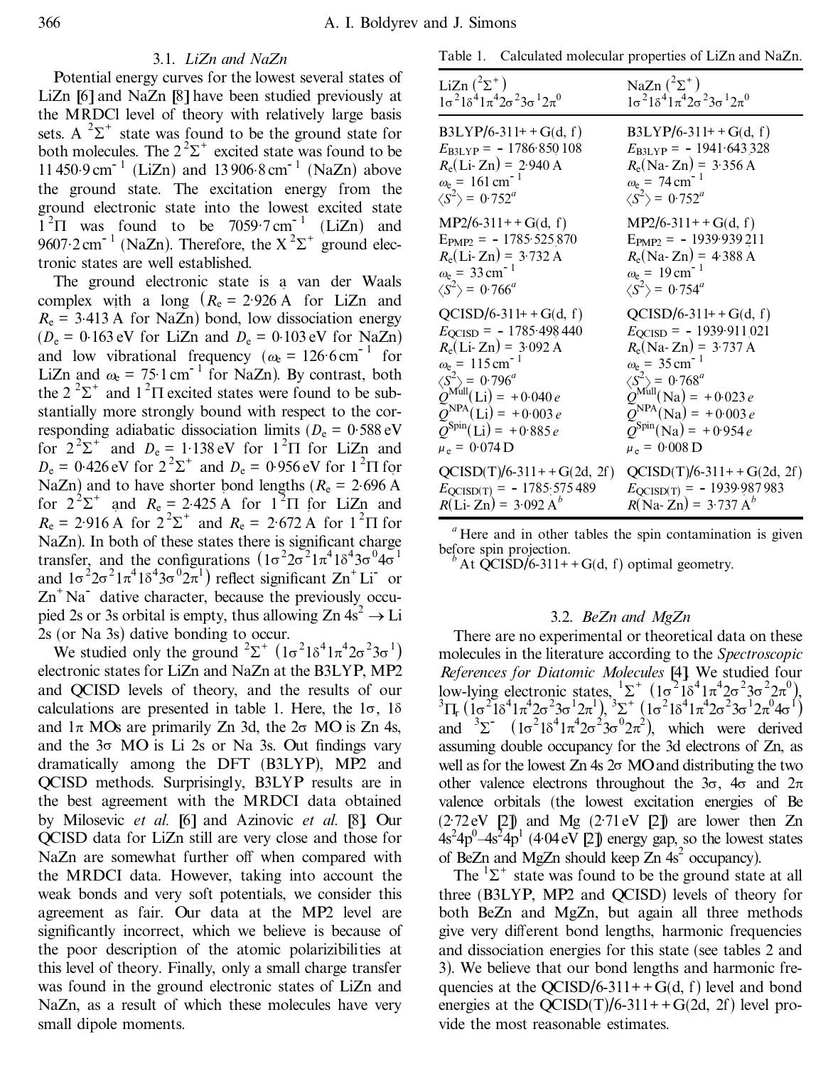### 3.1. *LiZn and NaZn*

Potential energy curves for the lowest several states of LiZn [6] and NaZn [8] have been studied previously at the MRDCl level of theory with relatively large basis sets. A $^2\Sigma^+$ state was found to be the ground state for both molecules. The $2\,^2\Sigma^+$ excited state was found to be 11 450·9 $cm^{-1}$ (LiZn) and 13 906·8 $cm^{-1}$ (NaZn) above the ground state. The excitation energy from the ground electronic state into the lowest excited state $1\,^2\Pi$ was found to be 7059·7 $cm^{-1}$ (LiZn) and 9607·2 $cm^{-1}$ (NaZn). Therefore, the $X\,^2\Sigma^+$ ground electronic states are well established.

The ground electronic state is a van der Waals complex with a long ($R_e$ = 2·926 Å for LiZn and $R_e$ = 3·413 Å for NaZn) bond, low dissociation energy ($D_e$ = 0·163 eV for LiZn and $D_e$ = 0·103 eV for NaZn) and low vibrational frequency ($\omega_e$ = 126·6 $cm^{-1}$ for LiZn and $\omega_e$ = 75·1 $cm^{-1}$ for NaZn). By contrast, both the $2\,^2\Sigma^+$ and $1\,^2\Pi$ excited states were found to be substantially more strongly bound with respect to the corresponding adiabatic dissociation limits ($D_e$ = 0·588 eV for $2\,^2\Sigma^+$ and $D_e$ = 1·138 eV for $1\,^2\Pi$ for LiZn and $D_e$ = 0·426 eV for $2\,^2\Sigma^+$ and $D_e$ = 0·956 eV for $1\,^2\Pi$ for NaZn) and to have shorter bond lengths ($R_e$ = 2·696 Å for $2\,^2\Sigma^+$ and $R_e$ = 2·425 Å for $1\,^2\Pi$ for LiZn and $R_e$ = 2·916 Å for $2\,^2\Sigma^+$ and $R_e$ = 2·672 Å for $1\,^2\Pi$ for NaZn). In both of these states there is significant charge transfer, and the configurations ($1\sigma^2 2\sigma^2 1\pi^4 1\delta^4 3\sigma^0 4\sigma^1$ and $1\sigma^2 2\sigma^2 1\pi^4 1\delta^4 3\sigma^0 2\pi^1$) reflect significant $Zn^+Li^-$ or $Zn^+Na^-$ dative character, because the previously occupied 2s or 3s orbital is empty, thus allowing Zn $4s^2 \rightarrow$ Li 2s (or Na 3s) dative bonding to occur.

We studied only the ground $^2\Sigma^+$ ($1\sigma^2 1\delta^4 1\pi^4 2\sigma^2 3\sigma^1$) electronic states for LiZn and NaZn at the B3LYP, MP2 and QCISD levels of theory, and the results of our calculations are presented in table 1. Here, the $1\sigma$, $1\delta$ and $1\pi$ MOs are primarily Zn 3d, the $2\sigma$ MO is Zn 4s, and the $3\sigma$ MO is Li 2s or Na 3s. Out findings vary dramatically among the DFT (B3LYP), MP2 and QCISD methods. Surprisingly, B3LYP results are in the best agreement with the MRDCI data obtained by Milosevic *et al.* [6] and Azinovic *et al.* [8]. Our QCISD data for LiZn still are very close and those for NaZn are somewhat further off when compared with the MRDCI data. However, taking into account the weak bonds and very soft potentials, we consider this agreement as fair. Our data at the MP2 level are significantly incorrect, which we believe is because of the poor description of the atomic polarizibilities at this level of theory. Finally, only a small charge transfer was found in the ground electronic states of LiZn and NaZn, as a result of which these molecules have very small dipole moments.

Table 1. Calculated molecular properties of LiZn and NaZn.

| LiZn ($^2\Sigma^+$) $1\sigma^2 1\delta^4 1\pi^4 2\sigma^2 3\sigma^1 2\pi^0$ | NaZn ($^2\Sigma^+$) $1\sigma^2 1\delta^4 1\pi^4 2\sigma^2 3\sigma^1 2\pi^0$ |
|---|---|
| B3LYP/6-311++G(d, f) | B3LYP/6-311++G(d, f) |
| $E_{B3LYP}$ = −1786·850 108 | $E_{B3LYP}$ = −1941·643 328 |
| $R_e$(Li–Zn) = 2·940 Å | $R_e$(Na–Zn) = 3·356 Å |
| $\omega_e$ = 161 $cm^{-1}$ | $\omega_e$ = 74 $cm^{-1}$ |
| $\langle S^2 \rangle$ = 0·752[a] | $\langle S^2 \rangle$ = 0·752[a] |
| MP2/6-311++G(d, f) | MP2/6-311++G(d, f) |
| $E_{PMP2}$ = −1785·525 870 | $E_{PMP2}$ = −1939·939 211 |
| $R_e$(Li–Zn) = 3·732 Å | $R_e$(Na–Zn) = 4·388 Å |
| $\omega_e$ = 33 $cm^{-1}$ | $\omega_e$ = 19 $cm^{-1}$ |
| $\langle S^2 \rangle$ = 0·766[a] | $\langle S^2 \rangle$ = 0·754[a] |
| QCISD/6-311++G(d, f) | QCISD/6-311++G(d, f) |
| $E_{QCISD}$ = −1785·498 440 | $E_{QCISD}$ = −1939·911 021 |
| $R_e$(Li–Zn) = 3·092 Å | $R_e$(Na–Zn) = 3·737 Å |
| $\omega_e$ = 115 $cm^{-1}$ | $\omega_e$ = 35 $cm^{-1}$ |
| $\langle S^2 \rangle$ = 0·796[a] | $\langle S^2 \rangle$ = 0·768[a] |
| $Q^{Mull}$(Li) = +0·040 e | $Q^{Mull}$(Na) = +0·023 e |
| $Q^{NPA}$(Li) = +0·003 e | $Q^{NPA}$(Na) = +0·003 e |
| $Q^{Spin}$(Li) = +0·885 e | $Q^{Spin}$(Na) = +0·954 e |
| $\mu_e$ = 0·074 D | $\mu_e$ = 0·008 D |
| QCISD(T)/6-311++G(2d, 2f) | QCISD(T)/6-311++G(2d, 2f) |
| $E_{QCISD(T)}$ = −1785·575 489 | $E_{QCISD(T)}$ = −1939·987 983 |
| $R$(Li–Zn) = 3·092 Å[b] | $R$(Na–Zn) = 3·737 Å[b] |

[a] Here and in other tables the spin contamination is given before spin projection.
[b] At QCISD/6-311++G(d, f) optimal geometry.

### 3.2. *BeZn and MgZn*

There are no experimental or theoretical data on these molecules in the literature according to the *Spectroscopic References for Diatomic Molecules* [4]. We studied four low-lying electronic states, $^1\Sigma^+$ ($1\sigma^2 1\delta^4 1\pi^4 2\sigma^2 3\sigma^2 2\pi^0$), $^3\Pi_r$ ($1\sigma^2 1\delta^4 1\pi^4 2\sigma^2 3\sigma^1 2\pi^1$), $^3\Sigma^+$ ($1\sigma^2 1\delta^4 1\pi^4 2\sigma^2 3\sigma^1 2\pi^0 4\sigma^1$) and $^3\Sigma^-$ ($1\sigma^2 1\delta^4 1\pi^4 2\sigma^2 3\sigma^0 2\pi^2$), which were derived assuming double occupancy for the 3d electrons of Zn, as well as for the lowest Zn 4s $2\sigma$ MO and distributing the two other valence electrons throughout the $3\sigma$, $4\sigma$ and $2\pi$ valence orbitals (the lowest excitation energies of Be (2·72 eV [2]) and Mg (2·71 eV [2]) are lower then Zn $4s^2 4p^0$–$4s^2 4p^1$ (4·04 eV [2]) energy gap, so the lowest states of BeZn and MgZn should keep Zn $4s^2$ occupancy).

The $^1\Sigma^+$ state was found to be the ground state at all three (B3LYP, MP2 and QCISD) levels of theory for both BeZn and MgZn, but again all three methods give very different bond lengths, harmonic frequencies and dissociation energies for this state (see tables 2 and 3). We believe that our bond lengths and harmonic frequencies at the QCISD/6-311++G(d, f) level and bond energies at the QCISD(T)/6-311++G(2d, 2f) level provide the most reasonable estimates.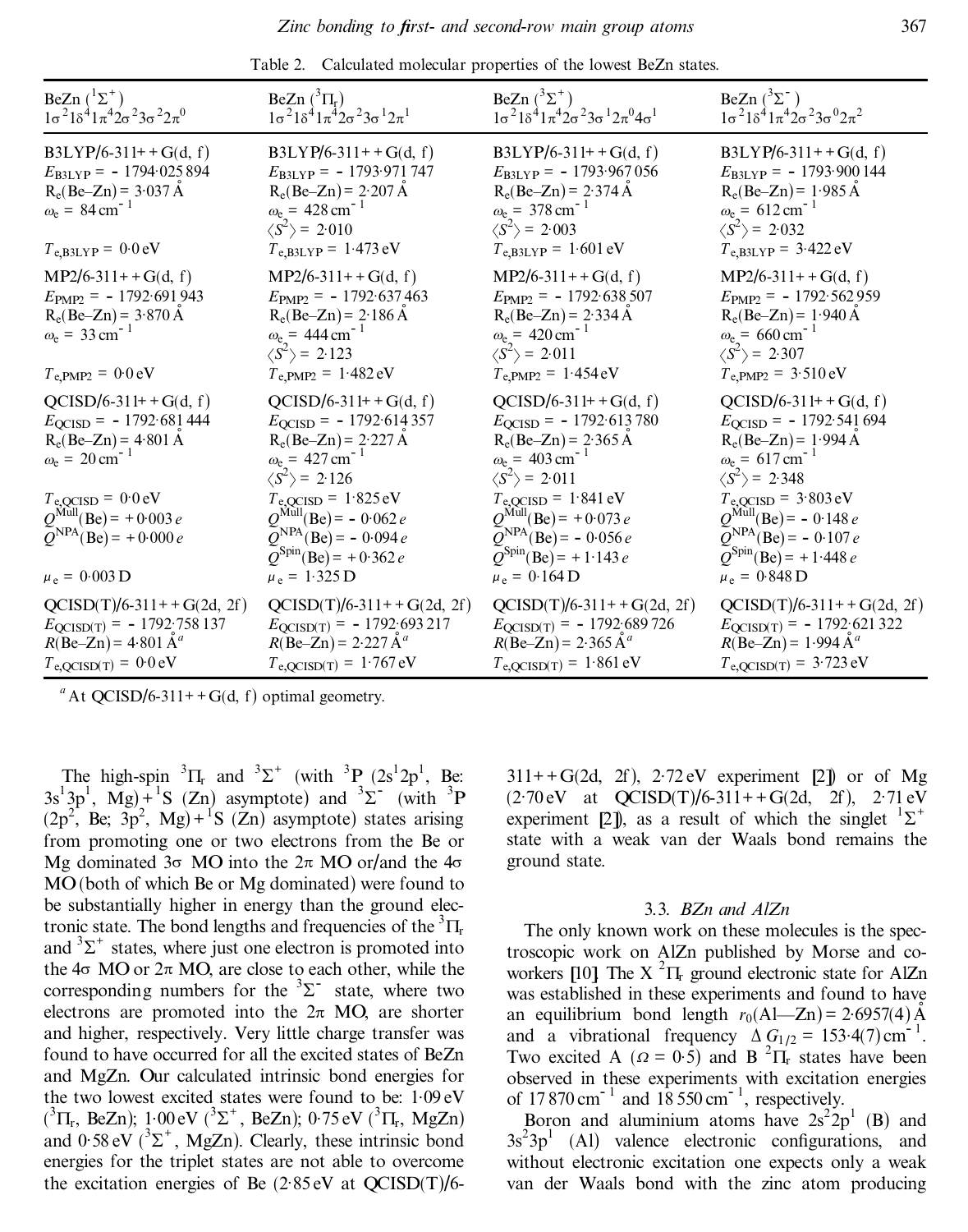Table 2. Calculated molecular properties of the lowest BeZn states.

| BeZn ($^1\Sigma^+$) $1\sigma^2 1\delta^4 1\pi^4 2\sigma^2 3\sigma^2 2\pi^0$ | BeZn ($^3\Pi_r$) $1\sigma^2 1\delta^4 1\pi^4 2\sigma^2 3\sigma^1 2\pi^1$ | BeZn ($^3\Sigma^+$) $1\sigma^2 1\delta^4 1\pi^4 2\sigma^2 3\sigma^1 2\pi^0 4\sigma^1$ | BeZn ($^3\Sigma^-$) $1\sigma^2 1\delta^4 1\pi^4 2\sigma^2 3\sigma^0 2\pi^2$ |
|---|---|---|---|
| B3LYP/6-311++G(d, f) | B3LYP/6-311++G(d, f) | B3LYP/6-311++G(d, f) | B3LYP/6-311++G(d, f) |
| $E_{B3LYP} = -1794.025\,894$ | $E_{B3LYP} = -1793.971\,747$ | $E_{B3LYP} = -1793.967\,056$ | $E_{B3LYP} = -1793.900\,144$ |
| $R_e$(Be–Zn) = 3.037 Å | $R_e$(Be–Zn) = 2.207 Å | $R_e$(Be–Zn) = 2.374 Å | $R_e$(Be–Zn) = 1.985 Å |
| $\omega_e$ = 84 cm$^{-1}$ | $\omega_e$ = 428 cm$^{-1}$ | $\omega_e$ = 378 cm$^{-1}$ | $\omega_e$ = 612 cm$^{-1}$ |
| | $\langle S^2 \rangle$ = 2.010 | $\langle S^2 \rangle$ = 2.003 | $\langle S^2 \rangle$ = 2.032 |
| $T_{e,B3LYP}$ = 0.0 eV | $T_{e,B3LYP}$ = 1.473 eV | $T_{e,B3LYP}$ = 1.601 eV | $T_{e,B3LYP}$ = 3.422 eV |
| MP2/6-311++G(d, f) | MP2/6-311++G(d, f) | MP2/6-311++G(d, f) | MP2/6-311++G(d, f) |
| $E_{PMP2} = -1792.691\,943$ | $E_{PMP2} = -1792.637\,463$ | $E_{PMP2} = -1792.638\,507$ | $E_{PMP2} = -1792.562\,959$ |
| $R_e$(Be–Zn) = 3.870 Å | $R_e$(Be–Zn) = 2.186 Å | $R_e$(Be–Zn) = 2.334 Å | $R_e$(Be–Zn) = 1.940 Å |
| $\omega_e$ = 33 cm$^{-1}$ | $\omega_e$ = 444 cm$^{-1}$ | $\omega_e$ = 420 cm$^{-1}$ | $\omega_e$ = 660 cm$^{-1}$ |
| | $\langle S^2 \rangle$ = 2.123 | $\langle S^2 \rangle$ = 2.011 | $\langle S^2 \rangle$ = 2.307 |
| $T_{e,PMP2}$ = 0.0 eV | $T_{e,PMP2}$ = 1.482 eV | $T_{e,PMP2}$ = 1.454 eV | $T_{e,PMP2}$ = 3.510 eV |
| QCISD/6-311++G(d, f) | QCISD/6-311++G(d, f) | QCISD/6-311++G(d, f) | QCISD/6-311++G(d, f) |
| $E_{QCISD} = -1792.681\,444$ | $E_{QCISD} = -1792.614\,357$ | $E_{QCISD} = -1792.613\,780$ | $E_{QCISD} = -1792.541\,694$ |
| $R_e$(Be–Zn) = 4.801 Å | $R_e$(Be–Zn) = 2.227 Å | $R_e$(Be–Zn) = 2.365 Å | $R_e$(Be–Zn) = 1.994 Å |
| $\omega_e$ = 20 cm$^{-1}$ | $\omega_e$ = 427 cm$^{-1}$ | $\omega_e$ = 403 cm$^{-1}$ | $\omega_e$ = 617 cm$^{-1}$ |
| | $\langle S^2 \rangle$ = 2.126 | $\langle S^2 \rangle$ = 2.011 | $\langle S^2 \rangle$ = 2.348 |
| $T_{e,QCISD}$ = 0.0 eV | $T_{e,QCISD}$ = 1.825 eV | $T_{e,QCISD}$ = 1.841 eV | $T_{e,QCISD}$ = 3.803 eV |
| $Q^{Mull}$(Be) = +0.003 $e$ | $Q^{Mull}$(Be) = −0.062 $e$ | $Q^{Mull}$(Be) = +0.073 $e$ | $Q^{Mull}$(Be) = −0.148 $e$ |
| $Q^{NPA}$(Be) = +0.000 $e$ | $Q^{NPA}$(Be) = −0.094 $e$ | $Q^{NPA}$(Be) = −0.056 $e$ | $Q^{NPA}$(Be) = −0.107 $e$ |
| | $Q^{Spin}$(Be) = +0.362 $e$ | $Q^{Spin}$(Be) = +1.143 $e$ | $Q^{Spin}$(Be) = +1.448 $e$ |
| $\mu_e$ = 0.003 D | $\mu_e$ = 1.325 D | $\mu_e$ = 0.164 D | $\mu_e$ = 0.848 D |
| QCISD(T)/6-311++G(2d, 2f) | QCISD(T)/6-311++G(2d, 2f) | QCISD(T)/6-311++G(2d, 2f) | QCISD(T)/6-311++G(2d, 2f) |
| $E_{QCISD(T)} = -1792.758\,137$ | $E_{QCISD(T)} = -1792.693\,217$ | $E_{QCISD(T)} = -1792.689\,726$ | $E_{QCISD(T)} = -1792.621\,322$ |
| $R$(Be–Zn) = 4.801 Å[a] | $R$(Be–Zn) = 2.227 Å[a] | $R$(Be–Zn) = 2.365 Å[a] | $R$(Be–Zn) = 1.994 Å[a] |
| $T_{e,QCISD(T)}$ = 0.0 eV | $T_{e,QCISD(T)}$ = 1.767 eV | $T_{e,QCISD(T)}$ = 1.861 eV | $T_{e,QCISD(T)}$ = 3.723 eV |

[a] At QCISD/6-311++G(d, f) optimal geometry.

The high-spin $^3\Pi_r$ and $^3\Sigma^+$ (with $^3$P ($2s^1 2p^1$, Be: $3s^1 3p^1$, Mg) + $^1$S (Zn) asymptote) and $^3\Sigma^-$ (with $^3$P ($2p^2$, Be; $3p^2$, Mg) + $^1$S (Zn) asymptote) states arising from promoting one or two electrons from the Be or Mg dominated 3σ MO into the 2π MO or/and the 4σ MO (both of which Be or Mg dominated) were found to be substantially higher in energy than the ground electronic state. The bond lengths and frequencies of the $^3\Pi_r$ and $^3\Sigma^+$ states, where just one electron is promoted into the 4σ MO or 2π MO, are close to each other, while the corresponding numbers for the $^3\Sigma^-$ state, where two electrons are promoted into the 2π MO, are shorter and higher, respectively. Very little charge transfer was found to have occurred for all the excited states of BeZn and MgZn. Our calculated intrinsic bond energies for the two lowest excited states were found to be: 1.09 eV ($^3\Pi_r$, BeZn); 1.00 eV ($^3\Sigma^+$, BeZn); 0.75 eV ($^3\Pi_r$, MgZn) and 0.58 eV ($^3\Sigma^+$, MgZn). Clearly, these intrinsic bond energies for the triplet states are not able to overcome the excitation energies of Be (2.85 eV at QCISD(T)/6-311++G(2d, 2f), 2.72 eV experiment [21]) or of Mg (2.70 eV at QCISD(T)/6-311++G(2d, 2f), 2.71 eV experiment [21]), as a result of which the singlet $^1\Sigma^+$ state with a weak van der Waals bond remains the ground state.

### 3.3. *BZn and AlZn*

The only known work on these molecules is the spectroscopic work on AlZn published by Morse and coworkers [10]. The X $^2\Pi_r$ ground electronic state for AlZn was established in these experiments and found to have an equilibrium bond length $r_0$(Al—Zn) = 2.6957(4) Å and a vibrational frequency $\Delta G_{1/2}$ = 153.4(7) cm$^{-1}$. Two excited A ($\Omega$ = 0.5) and B $^2\Pi_r$ states have been observed in these experiments with excitation energies of 17 870 cm$^{-1}$ and 18 550 cm$^{-1}$, respectively.

Boron and aluminium atoms have $2s^2 2p^1$ (B) and $3s^2 3p^1$ (Al) valence electronic configurations, and without electronic excitation one expects only a weak van der Waals bond with the zinc atom producing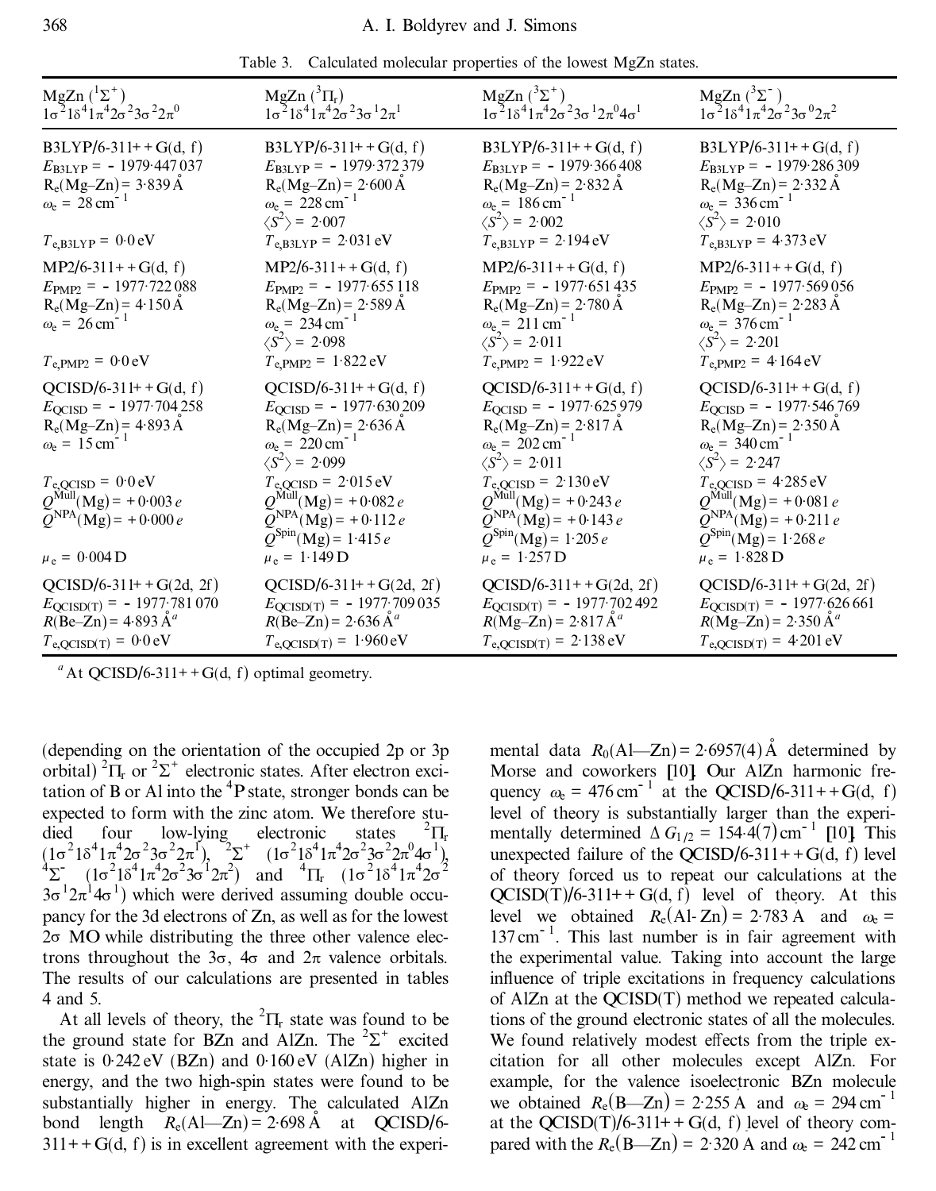Table 3. Calculated molecular properties of the lowest MgZn states.

| MgZn ($^1\Sigma^+$) $1\sigma^2 1\delta^4 1\pi^4 2\sigma^2 3\sigma^2 2\pi^0$ | MgZn ($^3\Pi_r$) $1\sigma^2 1\delta^4 1\pi^4 2\sigma^2 3\sigma^1 2\pi^1$ | MgZn ($^3\Sigma^+$) $1\sigma^2 1\delta^4 1\pi^4 2\sigma^2 3\sigma^1 2\pi^0 4\sigma^1$ | MgZn ($^3\Sigma^-$) $1\sigma^2 1\delta^4 1\pi^4 2\sigma^2 3\sigma^0 2\pi^2$ |
|---|---|---|---|
| B3LYP/6-311++G(d, f) | B3LYP/6-311++G(d, f) | B3LYP/6-311++G(d, f) | B3LYP/6-311++G(d, f) |
| $E_{B3LYP} = -1979{\cdot}447\,037$ | $E_{B3LYP} = -1979{\cdot}372\,379$ | $E_{B3LYP} = -1979{\cdot}366\,408$ | $E_{B3LYP} = -1979{\cdot}286\,309$ |
| $R_e$(Mg–Zn) = 3·839 Å | $R_e$(Mg–Zn) = 2·600 Å | $R_e$(Mg–Zn) = 2·832 Å | $R_e$(Mg–Zn) = 2·332 Å |
| $\omega_e$ = 28 cm$^{-1}$ | $\omega_e$ = 228 cm$^{-1}$ | $\omega_e$ = 186 cm$^{-1}$ | $\omega_e$ = 336 cm$^{-1}$ |
| | $\langle S^2 \rangle$ = 2·007 | $\langle S^2 \rangle$ = 2·002 | $\langle S^2 \rangle$ = 2·010 |
| $T_{e,B3LYP}$ = 0·0 eV | $T_{e,B3LYP}$ = 2·031 eV | $T_{e,B3LYP}$ = 2·194 eV | $T_{e,B3LYP}$ = 4·373 eV |
| MP2/6-311++G(d, f) | MP2/6-311++G(d, f) | MP2/6-311++G(d, f) | MP2/6-311++G(d, f) |
| $E_{PMP2} = -1977{\cdot}722\,088$ | $E_{PMP2} = -1977{\cdot}655\,118$ | $E_{PMP2} = -1977{\cdot}651\,435$ | $E_{PMP2} = -1977{\cdot}569\,056$ |
| $R_e$(Mg–Zn) = 4·150 Å | $R_e$(Mg–Zn) = 2·589 Å | $R_e$(Mg–Zn) = 2·780 Å | $R_e$(Mg–Zn) = 2·283 Å |
| $\omega_e$ = 26 cm$^{-1}$ | $\omega_e$ = 234 cm$^{-1}$ | $\omega_e$ = 211 cm$^{-1}$ | $\omega_e$ = 376 cm$^{-1}$ |
| | $\langle S^2 \rangle$ = 2·098 | $\langle S^2 \rangle$ = 2·011 | $\langle S^2 \rangle$ = 2·201 |
| $T_{e,PMP2}$ = 0·0 eV | $T_{e,PMP2}$ = 1·822 eV | $T_{e,PMP2}$ = 1·922 eV | $T_{e,PMP2}$ = 4·164 eV |
| QCISD/6-311++G(d, f) | QCISD/6-311++G(d, f) | QCISD/6-311++G(d, f) | QCISD/6-311++G(d, f) |
| $E_{QCISD} = -1977{\cdot}704\,258$ | $E_{QCISD} = -1977{\cdot}630\,209$ | $E_{QCISD} = -1977{\cdot}625\,979$ | $E_{QCISD} = -1977{\cdot}546\,769$ |
| $R_e$(Mg–Zn) = 4·893 Å | $R_e$(Mg–Zn) = 2·636 Å | $R_e$(Mg–Zn) = 2·817 Å | $R_e$(Mg–Zn) = 2·350 Å |
| $\omega_e$ = 15 cm$^{-1}$ | $\omega_e$ = 220 cm$^{-1}$ | $\omega_e$ = 202 cm$^{-1}$ | $\omega_e$ = 340 cm$^{-1}$ |
| | $\langle S^2 \rangle$ = 2·099 | $\langle S^2 \rangle$ = 2·011 | $\langle S^2 \rangle$ = 2·247 |
| $T_{e,QCISD}$ = 0·0 eV | $T_{e,QCISD}$ = 2·015 eV | $T_{e,QCISD}$ = 2·130 eV | $T_{e,QCISD}$ = 4·285 eV |
| $Q^{Mull}$(Mg) = +0·003 $e$ | $Q^{Mull}$(Mg) = +0·082 $e$ | $Q^{Mull}$(Mg) = +0·243 $e$ | $Q^{Mull}$(Mg) = +0·081 $e$ |
| $Q^{NPA}$(Mg) = +0·000 $e$ | $Q^{NPA}$(Mg) = +0·112 $e$ | $Q^{NPA}$(Mg) = +0·143 $e$ | $Q^{NPA}$(Mg) = +0·211 $e$ |
| | $Q^{Spin}$(Mg) = 1·415 $e$ | $Q^{Spin}$(Mg) = 1·205 $e$ | $Q^{Spin}$(Mg) = 1·268 $e$ |
| $\mu_e$ = 0·004 D | $\mu_e$ = 1·149 D | $\mu_e$ = 1·257 D | $\mu_e$ = 1·828 D |
| QCISD/6-311++G(2d, 2f) | QCISD/6-311++G(2d, 2f) | QCISD/6-311++G(2d, 2f) | QCISD/6-311++G(2d, 2f) |
| $E_{QCISD(T)} = -1977{\cdot}781\,070$ | $E_{QCISD(T)} = -1977{\cdot}709\,035$ | $E_{QCISD(T)} = -1977{\cdot}702\,492$ | $E_{QCISD(T)} = -1977{\cdot}626\,661$ |
| $R$(Be–Zn) = 4·893 Å[a] | $R$(Be–Zn) = 2·636 Å[a] | $R$(Mg–Zn) = 2·817 Å[a] | $R$(Mg–Zn) = 2·350 Å[a] |
| $T_{e,QCISD(T)}$ = 0·0 eV | $T_{e,QCISD(T)}$ = 1·960 eV | $T_{e,QCISD(T)}$ = 2·138 eV | $T_{e,QCISD(T)}$ = 4·201 eV |

[a] At QCISD/6-311++G(d, f) optimal geometry.

(depending on the orientation of the occupied 2p or 3p orbital) $^2\Pi_r$ or $^2\Sigma^+$ electronic states. After electron excitation of B or Al into the $^4$P state, stronger bonds can be expected to form with the zinc atom. We therefore studied four low-lying electronic states $^2\Pi_r$ ($1\sigma^2 1\delta^4 1\pi^4 2\sigma^2 3\sigma^2 2\pi^1$), $^2\Sigma^+$ ($1\sigma^2 1\delta^4 1\pi^4 2\sigma^2 3\sigma^2 2\pi^0 4\sigma^1$), $^4\Sigma^-$ ($1\sigma^2 1\delta^4 1\pi^4 2\sigma^2 3\sigma^1 2\pi^2$) and $^4\Pi_r$ ($1\sigma^2 1\delta^4 1\pi^4 2\sigma^2 3\sigma^1 2\pi^1 4\sigma^1$) which were derived assuming double occupancy for the 3d electrons of Zn, as well as for the lowest 2σ MO while distributing the three other valence electrons throughout the 3σ, 4σ and 2π valence orbitals. The results of our calculations are presented in tables 4 and 5.

At all levels of theory, the $^2\Pi_r$ state was found to be the ground state for BZn and AlZn. The $^2\Sigma^+$ excited state is 0·242 eV (BZn) and 0·160 eV (AlZn) higher in energy, and the two high-spin states were found to be substantially higher in energy. The calculated AlZn bond length $R_e$(Al—Zn) = 2·698 Å at QCISD/6-311++G(d, f) is in excellent agreement with the experimental data $R_0$(Al—Zn) = 2·6957(4) Å determined by Morse and coworkers [10]. Our AlZn harmonic frequency $\omega_e$ = 476 cm$^{-1}$ at the QCISD/6-311++G(d, f) level of theory is substantially larger than the experimentally determined $\Delta G_{1/2}$ = 154·4(7) cm$^{-1}$ [10]. This unexpected failure of the QCISD/6-311++G(d, f) level of theory forced us to repeat our calculations at the QCISD(T)/6-311++G(d, f) level of theory. At this level we obtained $R_e$(Al-Zn) = 2·783 A and $\omega_e$ = 137 cm$^{-1}$. This last number is in fair agreement with the experimental value. Taking into account the large influence of triple excitations in frequency calculations of AlZn at the QCISD(T) method we repeated calculations of the ground electronic states of all the molecules. We found relatively modest effects from the triple excitation for all other molecules except AlZn. For example, for the valence isoelectronic BZn molecule we obtained $R_e$(B—Zn) = 2·255 A and $\omega_e$ = 294 cm$^{-1}$ at the QCISD(T)/6-311++G(d, f) level of theory compared with the $R_e$(B—Zn) = 2·320 A and $\omega_e$ = 242 cm$^{-1}$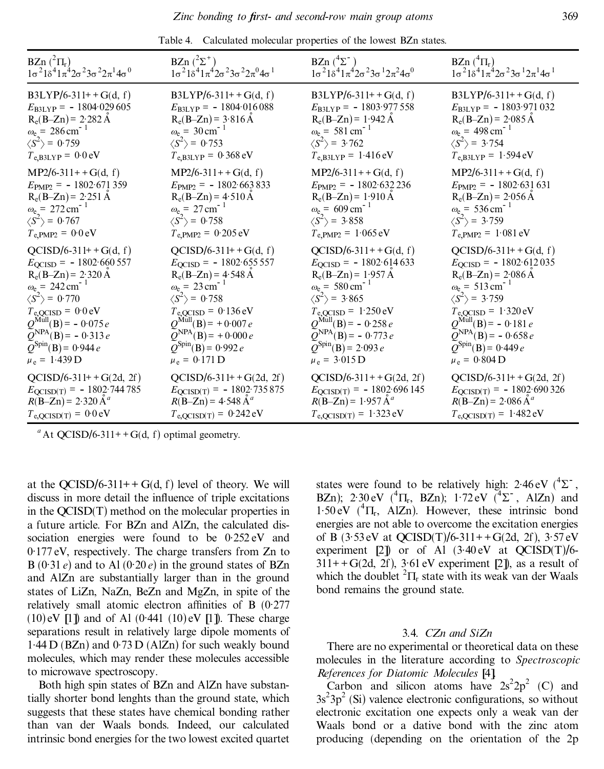Table 4. Calculated molecular properties of the lowest BZn states.

| BZn ($^2\Pi_r$) $1\sigma^2 1\delta^4 1\pi^4 2\sigma^2 3\sigma^2 2\pi^1 4\sigma^0$ | BZn ($^2\Sigma^+$) $1\sigma^2 1\delta^4 1\pi^4 2\sigma^2 3\sigma^2 2\pi^0 4\sigma^1$ | BZn ($^4\Sigma^-$) $1\sigma^2 1\delta^4 1\pi^4 2\sigma^2 3\sigma^1 2\pi^2 4\sigma^0$ | BZn ($^4\Pi_r$) $1\sigma^2 1\delta^4 1\pi^4 2\sigma^2 3\sigma^1 2\pi^1 4\sigma^1$ |
|---|---|---|---|
| B3LYP/6-311++G(d, f) | B3LYP/6-311++G(d, f) | B3LYP/6-311++G(d, f) | B3LYP/6-311++G(d, f) |
| $E_{B3LYP} = -1804{\cdot}029\,605$ | $E_{B3LYP} = -1804{\cdot}016\,088$ | $E_{B3LYP} = -1803{\cdot}977\,558$ | $E_{B3LYP} = -1803{\cdot}971\,032$ |
| $R_e$(B–Zn) = 2·282 Å | $R_e$(B–Zn) = 3·816 Å | $R_e$(B–Zn) = 1·942 Å | $R_e$(B–Zn) = 2·085 Å |
| $\omega_e$ = 286 cm$^{-1}$ | $\omega_e$ = 30 cm$^{-1}$ | $\omega_e$ = 581 cm$^{-1}$ | $\omega_e$ = 498 cm$^{-1}$ |
| $\langle S^2 \rangle$ = 0·759 | $\langle S^2 \rangle$ = 0·753 | $\langle S^2 \rangle$ = 3·762 | $\langle S^2 \rangle$ = 3·754 |
| $T_{e,B3LYP}$ = 0·0 eV | $T_{e,B3LYP}$ = 0·368 eV | $T_{e,B3LYP}$ = 1·416 eV | $T_{e,B3LYP}$ = 1·594 eV |
| MP2/6-311++G(d, f) | MP2/6-311++G(d, f) | MP2/6-311++G(d, f) | MP2/6-311++G(d, f) |
| $E_{PMP2} = -1802{\cdot}671\,359$ | $E_{PMP2} = -1802{\cdot}663\,833$ | $E_{PMP2} = -1802{\cdot}632\,236$ | $E_{PMP2} = -1802{\cdot}631\,631$ |
| $R_e$(B–Zn) = 2·251 Å | $R_e$(B–Zn) = 4·510 Å | $R_e$(B–Zn) = 1·910 Å | $R_e$(B–Zn) = 2·056 Å |
| $\omega_e$ = 272 cm$^{-1}$ | $\omega_e$ = 27 cm$^{-1}$ | $\omega_e$ = 609 cm$^{-1}$ | $\omega_e$ = 536 cm$^{-1}$ |
| $\langle S^2 \rangle$ = 0·767 | $\langle S^2 \rangle$ = 0·758 | $\langle S^2 \rangle$ = 3·858 | $\langle S^2 \rangle$ = 3·759 |
| $T_{e,PMP2}$ = 0·0 eV | $T_{e,PMP2}$ = 0·205 eV | $T_{e,PMP2}$ = 1·065 eV | $T_{e,PMP2}$ = 1·081 eV |
| QCISD/6-311++G(d, f) | QCISD/6-311++G(d, f) | QCISD/6-311++G(d, f) | QCISD/6-311++G(d, f) |
| $E_{QCISD} = -1802{\cdot}660\,557$ | $E_{QCISD} = -1802{\cdot}655\,557$ | $E_{QCISD} = -1802{\cdot}614\,633$ | $E_{QCISD} = -1802{\cdot}612\,035$ |
| $R_e$(B–Zn) = 2·320 Å | $R_e$(B–Zn) = 4·548 Å | $R_e$(B–Zn) = 1·957 Å | $R_e$(B–Zn) = 2·086 Å |
| $\omega_e$ = 242 cm$^{-1}$ | $\omega_e$ = 23 cm$^{-1}$ | $\omega_e$ = 580 cm$^{-1}$ | $\omega_e$ = 513 cm$^{-1}$ |
| $\langle S^2 \rangle$ = 0·770 | $\langle S^2 \rangle$ = 0·758 | $\langle S^2 \rangle$ = 3·865 | $\langle S^2 \rangle$ = 3·759 |
| $T_{e,QCISD}$ = 0·0 eV | $T_{e,QCISD}$ = 0·136 eV | $T_{e,QCISD}$ = 1·250 eV | $T_{e,QCISD}$ = 1·320 eV |
| $Q^{Mull}$(B) = −0·075 $e$ | $Q^{Mull}$(B) = +0·007 $e$ | $Q^{Mull}$(B) = −0·258 $e$ | $Q^{Mull}$(B) = −0·181 $e$ |
| $Q^{NPA}$(B) = −0·313 $e$ | $Q^{NPA}$(B) = +0·000 $e$ | $Q^{NPA}$(B) = −0·773 $e$ | $Q^{NPA}$(B) = −0·658 $e$ |
| $Q^{Spin}$(B) = 0·944 $e$ | $Q^{Spin}$(B) = 0·992 $e$ | $Q^{Spin}$(B) = 2·093 $e$ | $Q^{Spin}$(B) = 0·449 $e$ |
| $\mu_e$ = 1·439 D | $\mu_e$ = 0·171 D | $\mu_e$ = 3·015 D | $\mu_e$ = 0·804 D |
| QCISD/6-311++G(2d, 2f) | QCISD/6-311++G(2d, 2f) | QCISD/6-311++G(2d, 2f) | QCISD/6-311++G(2d, 2f) |
| $E_{QCISD(T)} = -1802{\cdot}744\,785$ | $E_{QCISD(T)} = -1802{\cdot}735\,875$ | $E_{QCISD(T)} = -1802{\cdot}696\,145$ | $E_{QCISD(T)} = -1802{\cdot}690\,326$ |
| $R$(B–Zn) = 2·320 Å [a] | $R$(B–Zn) = 4·548 Å [a] | $R$(B–Zn) = 1·957 Å [a] | $R$(B–Zn) = 2·086 Å [a] |
| $T_{e,QCISD(T)}$ = 0·0 eV | $T_{e,QCISD(T)}$ = 0·242 eV | $T_{e,QCISD(T)}$ = 1·323 eV | $T_{e,QCISD(T)}$ = 1·482 eV |

[a] At QCISD/6-311++G(d, f) optimal geometry.

at the QCISD/6-311++G(d, f) level of theory. We will discuss in more detail the influence of triple excitations in the QCISD(T) method on the molecular properties in a future article. For BZn and AlZn, the calculated dissociation energies were found to be 0·252 eV and 0·177 eV, respectively. The charge transfers from Zn to B (0·31 $e$) and to Al (0·20 $e$) in the ground states of BZn and AlZn are substantially larger than in the ground states of LiZn, NaZn, BeZn and MgZn, in spite of the relatively small atomic electron affinities of B (0·277 (10) eV [1]) and of Al (0·441 (10) eV [1]). These charge separations result in relatively large dipole moments of 1·44 D (BZn) and 0·73 D (AlZn) for such weakly bound molecules, which may render these molecules accessible to microwave spectroscopy.

Both high spin states of BZn and AlZn have substantially shorter bond lenghts than the ground state, which suggests that these states have chemical bonding rather than van der Waals bonds. Indeed, our calculated intrinsic bond energies for the two lowest excited quartet states were found to be relatively high: 2·46 eV ($^4\Sigma^-$, BZn); 2·30 eV ($^4\Pi_r$, BZn); 1·72 eV ($^4\Sigma^-$, AlZn) and 1·50 eV ($^4\Pi_r$, AlZn). However, these intrinsic bond energies are not able to overcome the excitation energies of B (3·53 eV at QCISD(T)/6-311++G(2d, 2f), 3·57 eV experiment [2]) or of Al (3·40 eV at QCISD(T)/6-311++G(2d, 2f), 3·61 eV experiment [2]), as a result of which the doublet $^2\Pi_r$ state with its weak van der Waals bond remains the ground state.

### 3.4. *CZn and SiZn*

There are no experimental or theoretical data on these molecules in the literature according to *Spectroscopic References for Diatomic Molecules* [4].

Carbon and silicon atoms have $2s^2 2p^2$ (C) and $3s^2 3p^2$ (Si) valence electronic configurations, so without electronic excitation one expects only a weak van der Waals bond or a dative bond with the zinc atom producing (depending on the orientation of the 2p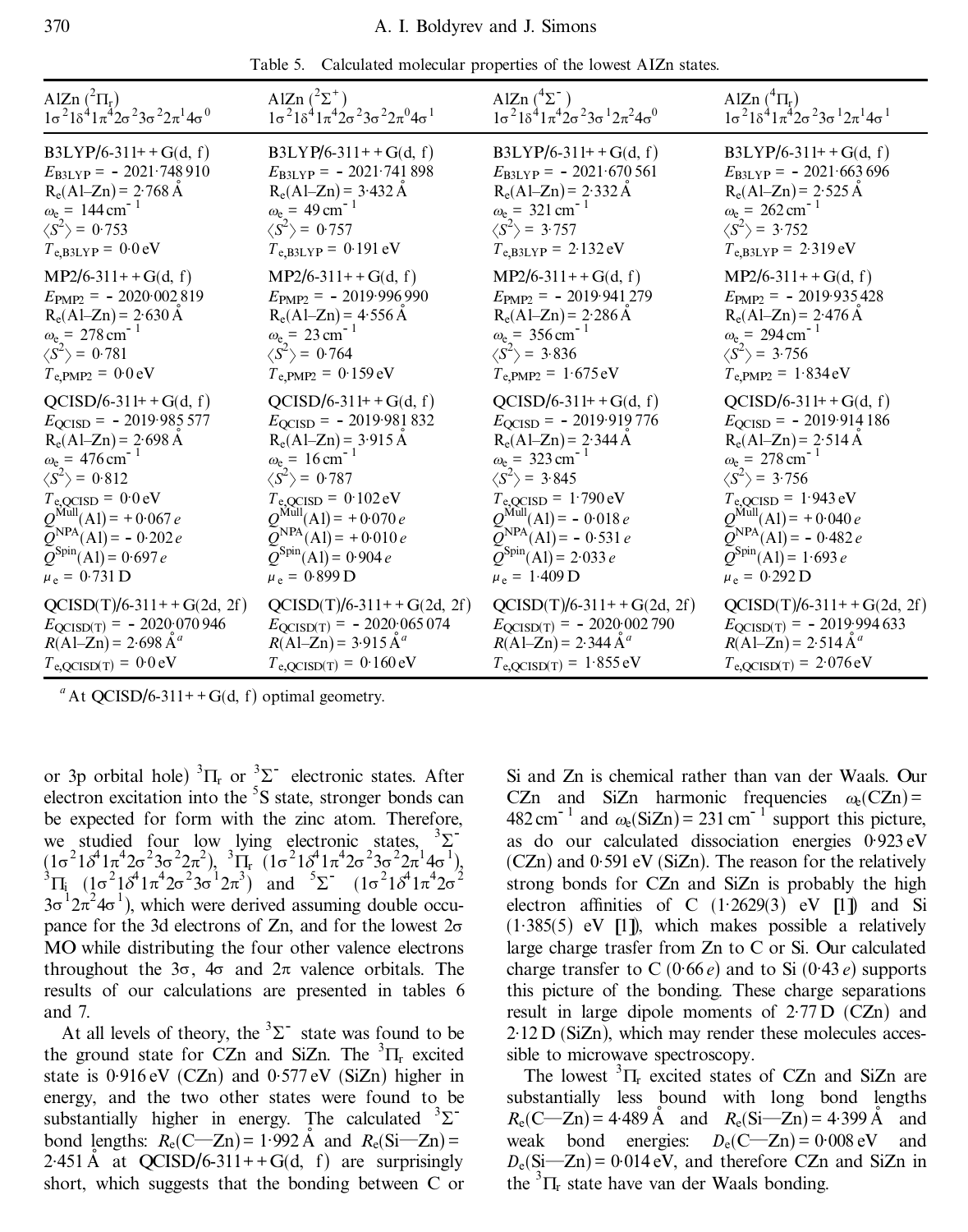Table 5. Calculated molecular properties of the lowest AlZn states.

| AlZn ($^2\Pi_r$) $1\sigma^2 1\delta^4 1\pi^4 2\sigma^2 3\sigma^2 2\pi^1 4\sigma^0$ | AlZn ($^2\Sigma^+$) $1\sigma^2 1\delta^4 1\pi^4 2\sigma^2 3\sigma^2 2\pi^0 4\sigma^1$ | AlZn ($^4\Sigma^-$) $1\sigma^2 1\delta^4 1\pi^4 2\sigma^2 3\sigma^1 2\pi^2 4\sigma^0$ | AlZn ($^4\Pi_r$) $1\sigma^2 1\delta^4 1\pi^4 2\sigma^2 3\sigma^1 2\pi^1 4\sigma^1$ |
|---|---|---|---|
| B3LYP/6-311++G(d, f) | B3LYP/6-311++G(d, f) | B3LYP/6-311++G(d, f) | B3LYP/6-311++G(d, f) |
| $E_{B3LYP} = -2021{\cdot}748\,910$ | $E_{B3LYP} = -2021{\cdot}741\,898$ | $E_{B3LYP} = -2021{\cdot}670\,561$ | $E_{B3LYP} = -2021{\cdot}663\,696$ |
| $R_e$(Al–Zn) = 2·768 Å | $R_e$(Al–Zn) = 3·432 Å | $R_e$(Al–Zn) = 2·332 Å | $R_e$(Al–Zn) = 2·525 Å |
| $\omega_e$ = 144 cm$^{-1}$ | $\omega_e$ = 49 cm$^{-1}$ | $\omega_e$ = 321 cm$^{-1}$ | $\omega_e$ = 262 cm$^{-1}$ |
| $\langle S^2 \rangle$ = 0·753 | $\langle S^2 \rangle$ = 0·757 | $\langle S^2 \rangle$ = 3·757 | $\langle S^2 \rangle$ = 3·752 |
| $T_{e,B3LYP}$ = 0·0 eV | $T_{e,B3LYP}$ = 0·191 eV | $T_{e,B3LYP}$ = 2·132 eV | $T_{e,B3LYP}$ = 2·319 eV |
| MP2/6-311++G(d, f) | MP2/6-311++G(d, f) | MP2/6-311++G(d, f) | MP2/6-311++G(d, f) |
| $E_{PMP2} = -2020{\cdot}002\,819$ | $E_{PMP2} = -2019{\cdot}996\,990$ | $E_{PMP2} = -2019{\cdot}941\,279$ | $E_{PMP2} = -2019{\cdot}935\,428$ |
| $R_e$(Al–Zn) = 2·630 Å | $R_e$(Al–Zn) = 4·556 Å | $R_e$(Al–Zn) = 2·286 Å | $R_e$(Al–Zn) = 2·476 Å |
| $\omega_e$ = 278 cm$^{-1}$ | $\omega_e$ = 23 cm$^{-1}$ | $\omega_e$ = 356 cm$^{-1}$ | $\omega_e$ = 294 cm$^{-1}$ |
| $\langle S^2 \rangle$ = 0·781 | $\langle S^2 \rangle$ = 0·764 | $\langle S^2 \rangle$ = 3·836 | $\langle S^2 \rangle$ = 3·756 |
| $T_{e,PMP2}$ = 0·0 eV | $T_{e,PMP2}$ = 0·159 eV | $T_{e,PMP2}$ = 1·675 eV | $T_{e,PMP2}$ = 1·834 eV |
| QCISD/6-311++G(d, f) | QCISD/6-311++G(d, f) | QCISD/6-311++G(d, f) | QCISD/6-311++G(d, f) |
| $E_{QCISD} = -2019{\cdot}985\,577$ | $E_{QCISD} = -2019{\cdot}981\,832$ | $E_{QCISD} = -2019{\cdot}919\,776$ | $E_{QCISD} = -2019{\cdot}914\,186$ |
| $R_e$(Al–Zn) = 2·698 Å | $R_e$(Al–Zn) = 3·915 Å | $R_e$(Al–Zn) = 2·344 Å | $R_e$(Al–Zn) = 2·514 Å |
| $\omega_e$ = 476 cm$^{-1}$ | $\omega_e$ = 16 cm$^{-1}$ | $\omega_e$ = 323 cm$^{-1}$ | $\omega_e$ = 278 cm$^{-1}$ |
| $\langle S^2 \rangle$ = 0·812 | $\langle S^2 \rangle$ = 0·787 | $\langle S^2 \rangle$ = 3·845 | $\langle S^2 \rangle$ = 3·756 |
| $T_{e,QCISD}$ = 0·0 eV | $T_{e,QCISD}$ = 0·102 eV | $T_{e,QCISD}$ = 1·790 eV | $T_{e,QCISD}$ = 1·943 eV |
| $Q^{Mull}$(Al) = +0·067 $e$ | $Q^{Mull}$(Al) = +0·070 $e$ | $Q^{Mull}$(Al) = −0·018 $e$ | $Q^{Mull}$(Al) = +0·040 $e$ |
| $Q^{NPA}$(Al) = −0·202 $e$ | $Q^{NPA}$(Al) = +0·010 $e$ | $Q^{NPA}$(Al) = −0·531 $e$ | $Q^{NPA}$(Al) = −0·482 $e$ |
| $Q^{Spin}$(Al) = 0·697 $e$ | $Q^{Spin}$(Al) = 0·904 $e$ | $Q^{Spin}$(Al) = 2·033 $e$ | $Q^{Spin}$(Al) = 1·693 $e$ |
| $\mu_e$ = 0·731 D | $\mu_e$ = 0·899 D | $\mu_e$ = 1·409 D | $\mu_e$ = 0·292 D |
| QCISD(T)/6-311++G(2d, 2f) | QCISD(T)/6-311++G(2d, 2f) | QCISD(T)/6-311++G(2d, 2f) | QCISD(T)/6-311++G(2d, 2f) |
| $E_{QCISD(T)} = -2020{\cdot}070\,946$ | $E_{QCISD(T)} = -2020{\cdot}065\,074$ | $E_{QCISD(T)} = -2020{\cdot}002\,790$ | $E_{QCISD(T)} = -2019{\cdot}994\,633$ |
| $R$(Al–Zn) = 2·698 Å[a] | $R$(Al–Zn) = 3·915 Å[a] | $R$(Al–Zn) = 2·344 Å[a] | $R$(Al–Zn) = 2·514 Å[a] |
| $T_{e,QCISD(T)}$ = 0·0 eV | $T_{e,QCISD(T)}$ = 0·160 eV | $T_{e,QCISD(T)}$ = 1·855 eV | $T_{e,QCISD(T)}$ = 2·076 eV |

[a] At QCISD/6-311++G(d, f) optimal geometry.

or 3p orbital hole) $^3\Pi_r$ or $^3\Sigma^-$ electronic states. After electron excitation into the $^5$S state, stronger bonds can be expected for form with the zinc atom. Therefore, we studied four low lying electronic states, $^3\Sigma^-$ ($1\sigma^2 1\delta^4 1\pi^4 2\sigma^2 3\sigma^2 2\pi^2$), $^3\Pi_r$ ($1\sigma^2 1\delta^4 1\pi^4 2\sigma^2 3\sigma^2 2\pi^1 4\sigma^1$), $^3\Pi_i$ ($1\sigma^2 1\delta^4 1\pi^4 2\sigma^2 3\sigma^1 2\pi^3$) and $^5\Sigma^-$ ($1\sigma^2 1\delta^4 1\pi^4 2\sigma^2 3\sigma^1 2\pi^2 4\sigma^1$), which were derived assuming double occupance for the 3d electrons of Zn, and for the lowest 2σ MO while distributing the four other valence electrons throughout the 3σ, 4σ and 2π valence orbitals. The results of our calculations are presented in tables 6 and 7.

At all levels of theory, the $^3\Sigma^-$ state was found to be the ground state for CZn and SiZn. The $^3\Pi_r$ excited state is 0·916 eV (CZn) and 0·577 eV (SiZn) higher in energy, and the two other states were found to be substantially higher in energy. The calculated $^3\Sigma^-$ bond lengths: $R_e$(C—Zn) = 1·992 Å and $R_e$(Si—Zn) = 2·451 Å at QCISD/6-311++G(d, f) are surprisingly short, which suggests that the bonding between C or Si and Zn is chemical rather than van der Waals. Our CZn and SiZn harmonic frequencies $\omega_e$(CZn) = 482 cm$^{-1}$ and $\omega_e$(SiZn) = 231 cm$^{-1}$ support this picture, as do our calculated dissociation energies 0·923 eV (CZn) and 0·591 eV (SiZn). The reason for the relatively strong bonds for CZn and SiZn is probably the high electron affinities of C (1·2629(3) eV [1]) and Si (1·385(5) eV [1]), which makes possible a relatively large charge trasfer from Zn to C or Si. Our calculated charge transfer to C (0·66 $e$) and to Si (0·43 $e$) supports this picture of the bonding. These charge separations result in large dipole moments of 2·77 D (CZn) and 2·12 D (SiZn), which may render these molecules accessible to microwave spectroscopy.

The lowest $^3\Pi_r$ excited states of CZn and SiZn are substantially less bound with long bond lengths $R_e$(C—Zn) = 4·489 Å and $R_e$(Si—Zn) = 4·399 Å and weak bond energies: $D_e$(C—Zn) = 0·008 eV and $D_e$(Si—Zn) = 0·014 eV, and therefore CZn and SiZn in the $^3\Pi_r$ state have van der Waals bonding.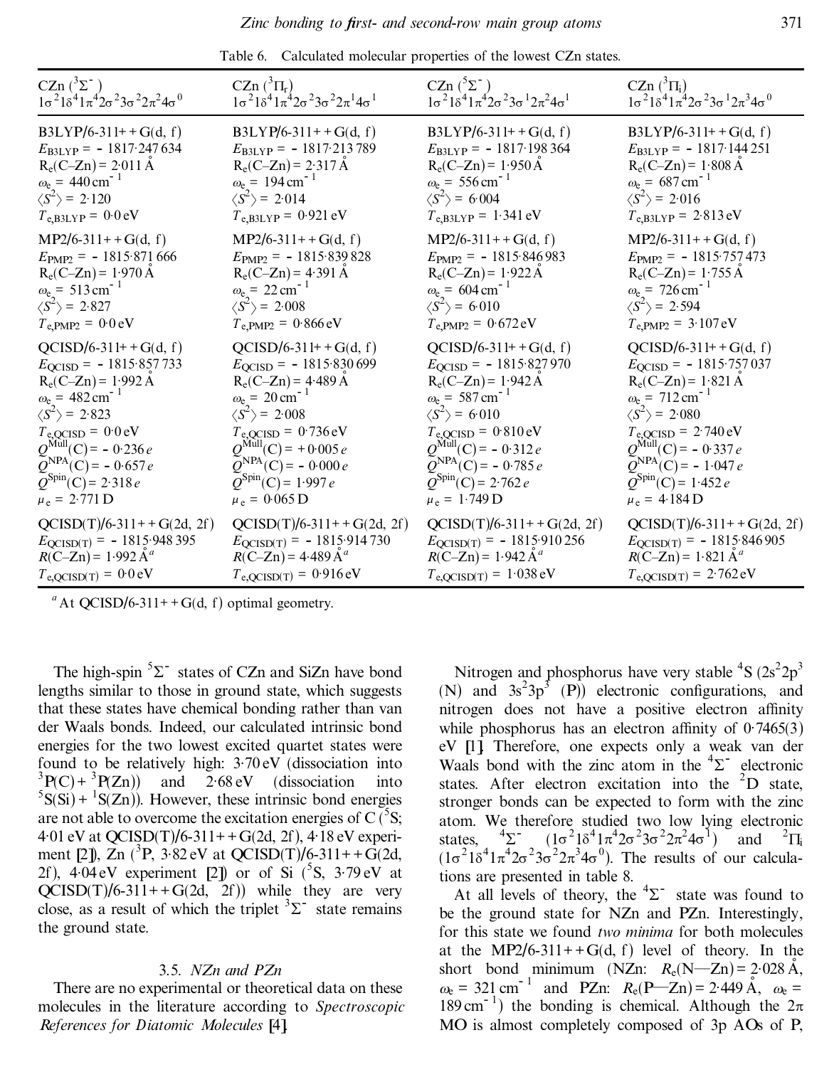Table 6. Calculated molecular properties of the lowest CZn states.

| CZn ($^3\Sigma^-$) $1\sigma^2 1\delta^4 1\pi^4 2\sigma^2 3\sigma^2 2\pi^2 4\sigma^0$ | CZn ($^3\Pi_r$) $1\sigma^2 1\delta^4 1\pi^4 2\sigma^2 3\sigma^2 2\pi^1 4\sigma^1$ | CZn ($^5\Sigma^-$) $1\sigma^2 1\delta^4 1\pi^4 2\sigma^2 3\sigma^1 2\pi^2 4\sigma^1$ | CZn ($^3\Pi_i$) $1\sigma^2 1\delta^4 1\pi^4 2\sigma^2 3\sigma^1 2\pi^3 4\sigma^0$ |
|---|---|---|---|
| B3LYP/6-311++G(d, f) | B3LYP/6-311++G(d, f) | B3LYP/6-311++G(d, f) | B3LYP/6-311++G(d, f) |
| $E_{B3LYP} = -1817{\cdot}247\,634$ | $E_{B3LYP} = -1817{\cdot}213\,789$ | $E_{B3LYP} = -1817{\cdot}198\,364$ | $E_{B3LYP} = -1817{\cdot}144\,251$ |
| $R_e$(C–Zn) = 2·011 Å | $R_e$(C–Zn) = 2·317 Å | $R_e$(C–Zn) = 1·950 Å | $R_e$(C–Zn) = 1·808 Å |
| $\omega_e$ = 440 cm$^{-1}$ | $\omega_e$ = 194 cm$^{-1}$ | $\omega_e$ = 556 cm$^{-1}$ | $\omega_e$ = 687 cm$^{-1}$ |
| $\langle S^2 \rangle$ = 2·120 | $\langle S^2 \rangle$ = 2·014 | $\langle S^2 \rangle$ = 6·004 | $\langle S^2 \rangle$ = 2·016 |
| $T_{e,B3LYP}$ = 0·0 eV | $T_{e,B3LYP}$ = 0·921 eV | $T_{e,B3LYP}$ = 1·341 eV | $T_{e,B3LYP}$ = 2·813 eV |
| MP2/6-311++G(d, f) | MP2/6-311++G(d, f) | MP2/6-311++G(d, f) | MP2/6-311++G(d, f) |
| $E_{PMP2} = -1815{\cdot}871\,666$ | $E_{PMP2} = -1815{\cdot}839\,828$ | $E_{PMP2} = -1815{\cdot}846\,983$ | $E_{PMP2} = -1815{\cdot}757\,473$ |
| $R_e$(C–Zn) = 1·970 Å | $R_e$(C–Zn) = 4·391 Å | $R_e$(C–Zn) = 1·922 Å | $R_e$(C–Zn) = 1·755 Å |
| $\omega_e$ = 513 cm$^{-1}$ | $\omega_e$ = 22 cm$^{-1}$ | $\omega_e$ = 604 cm$^{-1}$ | $\omega_e$ = 726 cm$^{-1}$ |
| $\langle S^2 \rangle$ = 2·827 | $\langle S^2 \rangle$ = 2·008 | $\langle S^2 \rangle$ = 6·010 | $\langle S^2 \rangle$ = 2·594 |
| $T_{e,PMP2}$ = 0·0 eV | $T_{e,PMP2}$ = 0·866 eV | $T_{e,PMP2}$ = 0·672 eV | $T_{e,PMP2}$ = 3·107 eV |
| QCISD/6-311++G(d, f) | QCISD/6-311++G(d, f) | QCISD/6-311++G(d, f) | QCISD/6-311++G(d, f) |
| $E_{QCISD} = -1815{\cdot}857\,733$ | $E_{QCISD} = -1815{\cdot}830\,699$ | $E_{QCISD} = -1815{\cdot}827\,970$ | $E_{QCISD} = -1815{\cdot}757\,037$ |
| $R_e$(C–Zn) = 1·992 Å | $R_e$(C–Zn) = 4·489 Å | $R_e$(C–Zn) = 1·942 Å | $R_e$(C–Zn) = 1·821 Å |
| $\omega_e$ = 482 cm$^{-1}$ | $\omega_e$ = 20 cm$^{-1}$ | $\omega_e$ = 587 cm$^{-1}$ | $\omega_e$ = 712 cm$^{-1}$ |
| $\langle S^2 \rangle$ = 2·823 | $\langle S^2 \rangle$ = 2·008 | $\langle S^2 \rangle$ = 6·010 | $\langle S^2 \rangle$ = 2·080 |
| $T_{e,QCISD}$ = 0·0 eV | $T_{e,QCISD}$ = 0·736 eV | $T_{e,QCISD}$ = 0·810 eV | $T_{e,QCISD}$ = 2·740 eV |
| $Q^{Mull}$(C) = −0·236 *e* | $Q^{Mull}$(C) = +0·005 *e* | $Q^{Mull}$(C) = −0·312 *e* | $Q^{Mull}$(C) = −0·337 *e* |
| $Q^{NPA}$(C) = −0·657 *e* | $Q^{NPA}$(C) = −0·000 *e* | $Q^{NPA}$(C) = −0·785 *e* | $Q^{NPA}$(C) = −1·047 *e* |
| $Q^{Spin}$(C) = 2·318 *e* | $Q^{Spin}$(C) = 1·997 *e* | $Q^{Spin}$(C) = 2·762 *e* | $Q^{Spin}$(C) = 1·452 *e* |
| $\mu_e$ = 2·771 D | $\mu_e$ = 0·065 D | $\mu_e$ = 1·749 D | $\mu_e$ = 4·184 D |
| QCISD(T)/6-311++G(2d, 2f) | QCISD(T)/6-311++G(2d, 2f) | QCISD(T)/6-311++G(2d, 2f) | QCISD(T)/6-311++G(2d, 2f) |
| $E_{QCISD(T)} = -1815{\cdot}948\,395$ | $E_{QCISD(T)} = -1815{\cdot}914\,730$ | $E_{QCISD(T)} = -1815{\cdot}910\,256$ | $E_{QCISD(T)} = -1815{\cdot}846\,905$ |
| $R$(C–Zn) = 1·992 Å[a] | $R$(C–Zn) = 4·489 Å[a] | $R$(C–Zn) = 1·942 Å[a] | $R$(C–Zn) = 1·821 Å[a] |
| $T_{e,QCISD(T)}$ = 0·0 eV | $T_{e,QCISD(T)}$ = 0·916 eV | $T_{e,QCISD(T)}$ = 1·038 eV | $T_{e,QCISD(T)}$ = 2·762 eV |

[a] At QCISD/6-311++G(d, f) optimal geometry.

The high-spin $^5\Sigma^-$ states of CZn and SiZn have bond lengths similar to those in ground state, which suggests that these states have chemical bonding rather than van der Waals bonds. Indeed, our calculated intrinsic bond energies for the two lowest excited quartet states were found to be relatively high: 3·70 eV (dissociation into $^3$P(C) + $^3$P(Zn)) and 2·68 eV (dissociation into $^5$S(Si) + $^1$S(Zn)). However, these intrinsic bond energies are not able to overcome the excitation energies of C ($^5$S; 4·01 eV at QCISD(T)/6-311++G(2d, 2f), 4·18 eV experiment [2]), Zn ($^3$P, 3·82 eV at QCISD(T)/6-311++G(2d, 2f), 4·04 eV experiment [2]) or of Si ($^5$S, 3·79 eV at QCISD(T)/6-311++G(2d, 2f)) while they are very close, as a result of which the triplet $^3\Sigma^-$ state remains the ground state.

### 3.5. *NZn and PZn*

There are no experimental or theoretical data on these molecules in the literature according to *Spectroscopic References for Diatomic Molecules* [4].

Nitrogen and phosphorus have very stable $^4$S ($2s^2 2p^3$ (N) and $3s^2 3p^3$ (P)) electronic configurations, and nitrogen does not have a positive electron affinity while phosphorus has an electron affinity of 0·7465(3) eV [1]. Therefore, one expects only a weak van der Waals bond with the zinc atom in the $^4\Sigma^-$ electronic states. After electron excitation into the $^2$D state, stronger bonds can be expected to form with the zinc atom. We therefore studied two low lying electronic states, $^4\Sigma^-$ ($1\sigma^2 1\delta^4 1\pi^4 2\sigma^2 3\sigma^2 2\pi^2 4\sigma^1$) and $^2\Pi_i$ ($1\sigma^2 1\delta^4 1\pi^4 2\sigma^2 3\sigma^2 2\pi^3 4\sigma^0$). The results of our calculations are presented in table 8.

At all levels of theory, the $^4\Sigma^-$ state was found to be the ground state for NZn and PZn. Interestingly, for this state we found *two minima* for both molecules at the MP2/6-311++G(d, f) level of theory. In the short bond minimum (NZn: $R_e$(N—Zn) = 2·028 Å, $\omega_e$ = 321 cm$^{-1}$ and PZn: $R_e$(P—Zn) = 2·449 Å, $\omega_e$ = 189 cm$^{-1}$) the bonding is chemical. Although the $2\pi$ MO is almost completely composed of 3p AOs of P,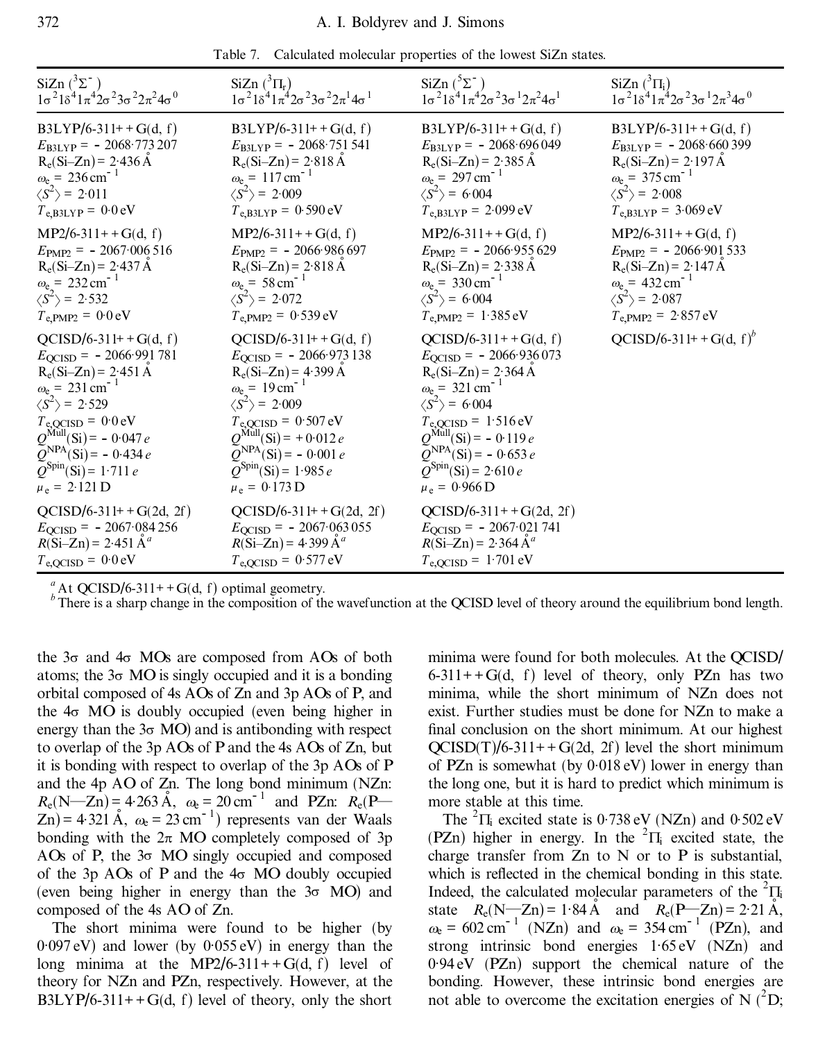Table 7. Calculated molecular properties of the lowest SiZn states.

| SiZn ($^3\Sigma^-$) $1\sigma^2 1\delta^4 1\pi^4 2\sigma^2 3\sigma^2 2\pi^2 4\sigma^0$ | SiZn ($^3\Pi_r$) $1\sigma^2 1\delta^4 1\pi^4 2\sigma^2 3\sigma^2 2\pi^1 4\sigma^1$ | SiZn ($^5\Sigma^-$) $1\sigma^2 1\delta^4 1\pi^4 2\sigma^2 3\sigma^1 2\pi^2 4\sigma^1$ | SiZn ($^3\Pi_i$) $1\sigma^2 1\delta^4 1\pi^4 2\sigma^2 3\sigma^1 2\pi^3 4\sigma^0$ |
|---|---|---|---|
| B3LYP/6-311++G(d, f) $E_{B3LYP} = -2068.773207$ $R_e$(Si–Zn) = 2.436 Å $\omega_e$ = 236 cm$^{-1}$ $\langle S^2 \rangle$ = 2.011 $T_{e,B3LYP}$ = 0.0 eV | B3LYP/6-311++G(d, f) $E_{B3LYP} = -2068.751541$ $R_e$(Si–Zn) = 2.818 Å $\omega_e$ = 117 cm$^{-1}$ $\langle S^2 \rangle$ = 2.009 $T_{e,B3LYP}$ = 0.590 eV | B3LYP/6-311++G(d, f) $E_{B3LYP} = -2068.696049$ $R_e$(Si–Zn) = 2.385 Å $\omega_e$ = 297 cm$^{-1}$ $\langle S^2 \rangle$ = 6.004 $T_{e,B3LYP}$ = 2.099 eV | B3LYP/6-311++G(d, f) $E_{B3LYP} = -2068.660399$ $R_e$(Si–Zn) = 2.197 Å $\omega_e$ = 375 cm$^{-1}$ $\langle S^2 \rangle$ = 2.008 $T_{e,B3LYP}$ = 3.069 eV |
| MP2/6-311++G(d, f) $E_{PMP2} = -2067.006516$ $R_e$(Si–Zn) = 2.437 Å $\omega_e$ = 232 cm$^{-1}$ $\langle S^2 \rangle$ = 2.532 $T_{e,PMP2}$ = 0.0 eV | MP2/6-311++G(d, f) $E_{PMP2} = -2066.986697$ $R_e$(Si–Zn) = 2.818 Å $\omega_e$ = 58 cm$^{-1}$ $\langle S^2 \rangle$ = 2.072 $T_{e,PMP2}$ = 0.539 eV | MP2/6-311++G(d, f) $E_{PMP2} = -2066.955629$ $R_e$(Si–Zn) = 2.338 Å $\omega_e$ = 330 cm$^{-1}$ $\langle S^2 \rangle$ = 6.004 $T_{e,PMP2}$ = 1.385 eV | MP2/6-311++G(d, f) $E_{PMP2} = -2066.901533$ $R_e$(Si–Zn) = 2.147 Å $\omega_e$ = 432 cm$^{-1}$ $\langle S^2 \rangle$ = 2.087 $T_{e,PMP2}$ = 2.857 eV |
| QCISD/6-311++G(d, f) $E_{QCISD} = -2066.991781$ $R_e$(Si–Zn) = 2.451 Å $\omega_e$ = 231 cm$^{-1}$ $\langle S^2 \rangle$ = 2.529 $T_{e,QCISD}$ = 0.0 eV $Q^{Mull}$(Si) = −0.047 e $Q^{NPA}$(Si) = −0.434 e $Q^{Spin}$(Si) = 1.711 e $\mu_e$ = 2.121 D | QCISD/6-311++G(d, f) $E_{QCISD} = -2066.973138$ $R_e$(Si–Zn) = 4.399 Å $\omega_e$ = 19 cm$^{-1}$ $\langle S^2 \rangle$ = 2.009 $T_{e,QCISD}$ = 0.507 eV $Q^{Mull}$(Si) = +0.012 e $Q^{NPA}$(Si) = −0.001 e $Q^{Spin}$(Si) = 1.985 e $\mu_e$ = 0.173 D | QCISD/6-311++G(d, f) $E_{QCISD} = -2066.936073$ $R_e$(Si–Zn) = 2.364 Å $\omega_e$ = 321 cm$^{-1}$ $\langle S^2 \rangle$ = 6.004 $T_{e,QCISD}$ = 1.516 eV $Q^{Mull}$(Si) = −0.119 e $Q^{NPA}$(Si) = −0.653 e $Q^{Spin}$(Si) = 2.610 e $\mu_e$ = 0.966 D | QCISD/6-311++G(d, f)[b] |
| QCISD/6-311++G(2d, 2f) $E_{QCISD} = -2067.084256$ $R$(Si–Zn) = 2.451 Å[a] $T_{e,QCISD}$ = 0.0 eV | QCISD/6-311++G(2d, 2f) $E_{QCISD} = -2067.063055$ $R$(Si–Zn) = 4.399 Å[a] $T_{e,QCISD}$ = 0.577 eV | QCISD/6-311++G(2d, 2f) $E_{QCISD} = -2067.021741$ $R$(Si–Zn) = 2.364 Å[a] $T_{e,QCISD}$ = 1.701 eV | |

[a] At QCISD/6-311++G(d, f) optimal geometry.
[b] There is a sharp change in the composition of the wavefunction at the QCISD level of theory around the equilibrium bond length.

the 3σ and 4σ MOs are composed from AOs of both atoms; the 3σ MO is singly occupied and it is a bonding orbital composed of 4s AOs of Zn and 3p AOs of P, and the 4σ MO is doubly occupied (even being higher in energy than the 3σ MO) and is antibonding with respect to overlap of the 3p AOs of P and the 4s AOs of Zn, but it is bonding with respect to overlap of the 3p AOs of P and the 4p AO of Zn. The long bond minimum (NZn: $R_e$(N—Zn) = 4.263 Å, $\omega_e$ = 20 cm$^{-1}$ and PZn: $R_e$(P—Zn) = 4.321 Å, $\omega_e$ = 23 cm$^{-1}$) represents van der Waals bonding with the 2π MO completely composed of 3p AOs of P, the 3σ MO singly occupied and composed of the 3p AOs of P and the 4σ MO doubly occupied (even being higher in energy than the 3σ MO) and composed of the 4s AO of Zn.

The short minima were found to be higher (by 0.097 eV) and lower (by 0.055 eV) in energy than the long minima at the MP2/6-311++G(d, f) level of theory for NZn and PZn, respectively. However, at the B3LYP/6-311++G(d, f) level of theory, only the short minima were found for both molecules. At the QCISD/6-311++G(d, f) level of theory, only PZn has two minima, while the short minimum of NZn does not exist. Further studies must be done for NZn to make a final conclusion on the short minimum. At our highest QCISD(T)/6-311++G(2d, 2f) level the short minimum of PZn is somewhat (by 0.018 eV) lower in energy than the long one, but it is hard to predict which minimum is more stable at this time.

The $^2\Pi_i$ excited state is 0.738 eV (NZn) and 0.502 eV (PZn) higher in energy. In the $^2\Pi_i$ excited state, the charge transfer from Zn to N or to P is substantial, which is reflected in the chemical bonding in this state. Indeed, the calculated molecular parameters of the $^2\Pi_i$ state $R_e$(N—Zn) = 1.84 Å and $R_e$(P—Zn) = 2.21 Å, $\omega_e$ = 602 cm$^{-1}$ (NZn) and $\omega_e$ = 354 cm$^{-1}$ (PZn), and strong intrinsic bond energies 1.65 eV (NZn) and 0.94 eV (PZn) support the chemical nature of the bonding. However, these intrinsic bond energies are not able to overcome the excitation energies of N ($^2$D;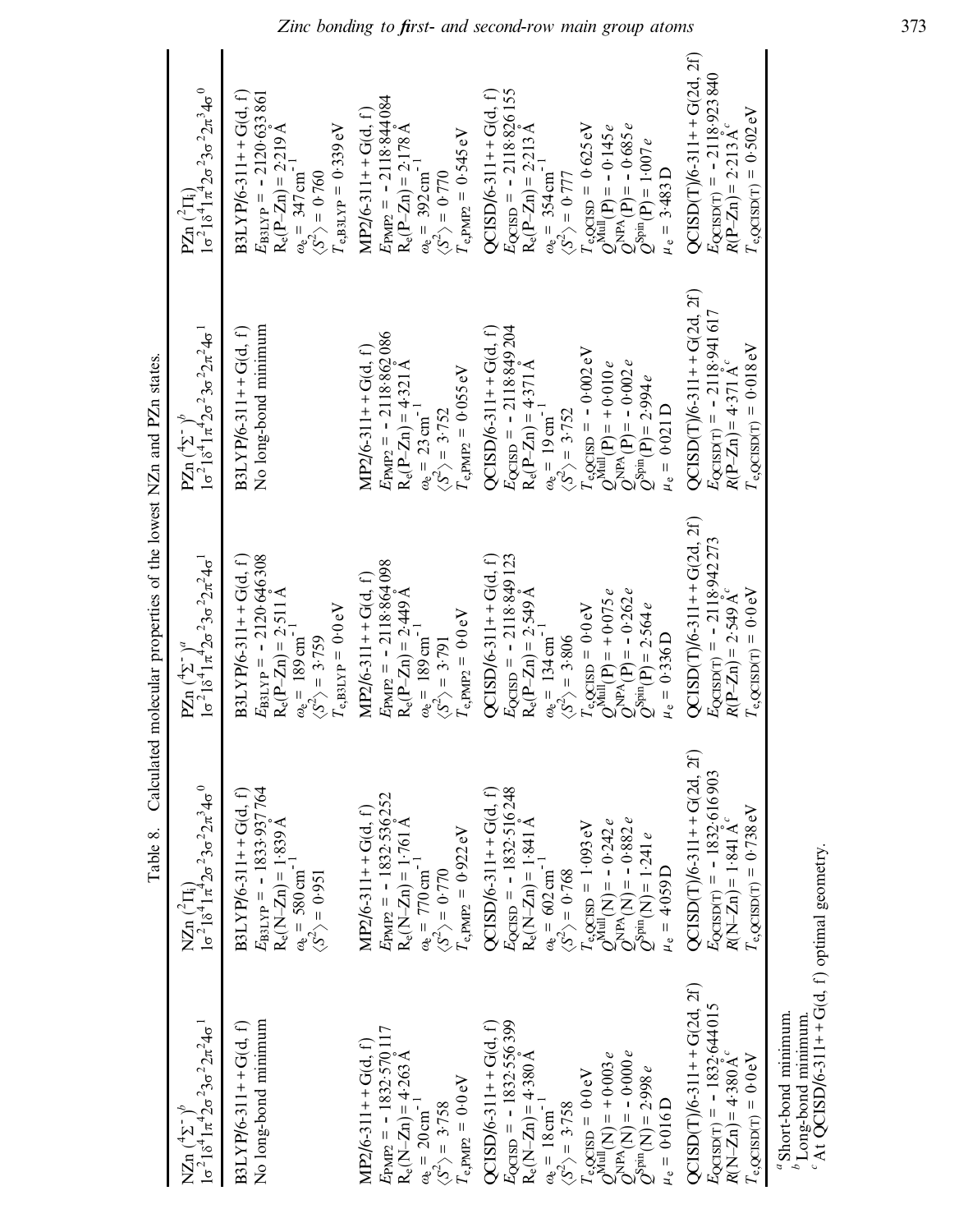Table 8. Calculated molecular properties of the lowest NZn and PZn states.

| NZn ($^4\Sigma^-$)[b] $1\sigma^2 1\delta^4 1\pi^4 2\sigma^2 3\sigma^2 2\pi^2 4\sigma^1$ | NZn ($^2\Pi_i$) $1\sigma^2 1\delta^4 1\pi^4 2\sigma^2 3\sigma^2 2\pi^3 4\sigma^0$ | PZn ($^4\Sigma^-$)[a] $1\sigma^2 1\delta^4 1\pi^4 2\sigma^2 3\sigma^2 2\pi^2 4\sigma^1$ | PZn ($^4\Sigma^-$)[b] $1\sigma^2 1\delta^4 1\pi^4 2\sigma^2 3\sigma^2 2\pi^2 4\sigma^1$ | PZn ($^2\Pi_i$) $1\sigma^2 1\delta^4 1\pi^4 2\sigma^2 3\sigma^2 2\pi^3 4\sigma^0$ |
|---|---|---|---|---|
| B3LYP/6-311++G(d, f)<br>No long-bond minimum | B3LYP/6-311++G(d, f)<br>$E_{B3LYP}$ = −1833·937764<br>$R_e$(N–Zn) = 1·839 Å<br>$\omega_e$ = 580 cm$^{-1}$<br>$\langle S^2 \rangle$ = 0·951 | B3LYP/6-311++G(d, f)<br>$E_{B3LYP}$ = −2120·646308<br>$R_e$(P–Zn) = 2·511 Å<br>$\omega_e$ = 189 cm$^{-1}$<br>$\langle S^2 \rangle$ = 3·759<br>$T_{e,B3LYP}$ = 0·0 eV | B3LYP/6-311++G(d, f)<br>No long-bond minimum | B3LYP/6-311++G(d, f)<br>$E_{B3LYP}$ = −2120·633861<br>$R_e$(P–Zn) = 2·219 Å<br>$\omega_e$ = 347 cm$^{-1}$<br>$\langle S^2 \rangle$ = 0·760<br>$T_{e,B3LYP}$ = 0·339 eV |
| MP2/6-311++G(d, f)<br>$E_{PMP2}$ = −1832·570117<br>$R_e$(N–Zn) = 4·263 Å<br>$\omega_e$ = 20 cm$^{-1}$<br>$\langle S^2 \rangle$ = 3·758<br>$T_{e,PMP2}$ = 0·0 eV | MP2/6-311++G(d, f)<br>$E_{PMP2}$ = −1832·536252<br>$R_e$(N–Zn) = 1·761 Å<br>$\omega_e$ = 770 cm$^{-1}$<br>$\langle S^2 \rangle$ = 0·770<br>$T_{e,PMP2}$ = 0·922 eV | MP2/6-311++G(d, f)<br>$E_{PMP2}$ = −2118·864098<br>$R_e$(P–Zn) = 2·449 Å<br>$\omega_e$ = 189 cm$^{-1}$<br>$\langle S^2 \rangle$ = 3·791<br>$T_{e,PMP2}$ = 0·0 eV | MP2/6-311++G(d, f)<br>$E_{PMP2}$ = −2118·862086<br>$R_e$(P–Zn) = 4·321 Å<br>$\omega_e$ = 23 cm$^{-1}$<br>$\langle S^2 \rangle$ = 3·752<br>$T_{e,PMP2}$ = 0·055 eV | MP2/6-311++G(d, f)<br>$E_{PMP2}$ = −2118·844084<br>$R_e$(P–Zn) = 2·178 Å<br>$\omega_e$ = 392 cm$^{-1}$<br>$\langle S^2 \rangle$ = 0·770<br>$T_{e,PMP2}$ = 0·545 eV |
| QCISD/6-311++G(d, f)<br>$E_{QCISD}$ = −1832·556399<br>$R_e$(N–Zn) = 4·380 Å<br>$\omega_e$ = 18 cm$^{-1}$<br>$\langle S^2 \rangle$ = 3·758<br>$T_{e,QCISD}$ = 0·0 eV<br>$Q^{Mull}$(N) = +0·003 e<br>$Q^{NPA}$(N) = −0·000 e<br>$Q^{Spin}$(N) = 2·998 e<br>$\mu_e$ = 0·016 D | QCISD/6-311++G(d, f)<br>$E_{QCISD}$ = −1832·516248<br>$R_e$(N–Zn) = 1·841 Å<br>$\omega_e$ = 602 cm$^{-1}$<br>$\langle S^2 \rangle$ = 0·768<br>$T_{e,QCISD}$ = 1·093 eV<br>$Q^{Mull}$(N) = −0·242 e<br>$Q^{NPA}$(N) = −0·882 e<br>$Q^{Spin}$(N) = 1·241 e<br>$\mu_e$ = 4·059 D | QCISD/6-311++G(d, f)<br>$E_{QCISD}$ = −2118·849123<br>$R_e$(P–Zn) = 2·549 Å<br>$\omega_e$ = 134 cm$^{-1}$<br>$\langle S^2 \rangle$ = 3·806<br>$T_{e,QCISD}$ = 0·0 eV<br>$Q^{Mull}$(P) = +0·075 e<br>$Q^{NPA}$(P) = −0·262 e<br>$Q^{Spin}$(P) = 2·564 e<br>$\mu_e$ = 0·336 D | QCISD/6-311++G(d, f)<br>$E_{QCISD}$ = −2118·849204<br>$R_e$(P–Zn) = 4·371 Å<br>$\omega_e$ = 19 cm$^{-1}$<br>$\langle S^2 \rangle$ = 3·752<br>$T_{e,QCISD}$ = −0·002 eV<br>$Q^{Mull}$(P) = +0·010 e<br>$Q^{NPA}$(P) = −0·002 e<br>$Q^{Spin}$(P) = 2·994 e<br>$\mu_e$ = 0·021 D | QCISD/6-311++G(d, f)<br>$E_{QCISD}$ = −2118·826155<br>$R_e$(P–Zn) = 2·213 Å<br>$\omega_e$ = 354 cm$^{-1}$<br>$\langle S^2 \rangle$ = 0·777<br>$T_{e,QCISD}$ = 0·625 eV<br>$Q^{Mull}$(P) = −0·145 e<br>$Q^{NPA}$(P) = −0·685 e<br>$Q^{Spin}$(P) = 1·007 e<br>$\mu_e$ = 3·483 D |
| QCISD(T)/6-311++G(2d, 2f)<br>$E_{QCISD(T)}$ = −1832·644015<br>$R$(N–Zn) = 4·380 Å[c]<br>$T_{e,QCISD(T)}$ = 0·0 eV | QCISD(T)/6-311++G(2d, 2f)<br>$E_{QCISD(T)}$ = −1832·616903<br>$R$(N–Zn) = 1·841 Å[c]<br>$T_{e,QCISD(T)}$ = 0·738 eV | QCISD(T)/6-311++G(2d, 2f)<br>$E_{QCISD(T)}$ = −2118·942273<br>$R$(P–Zn) = 2·549 Å[c]<br>$T_{e,QCISD(T)}$ = 0·0 eV | QCISD(T)/6-311++G(2d, 2f)<br>$E_{QCISD(T)}$ = −2118·941617<br>$R$(P–Zn) = 4·371 Å[c]<br>$T_{e,QCISD(T)}$ = 0·018 eV | QCISD(T)/6-311++G(2d, 2f)<br>$E_{QCISD(T)}$ = −2118·923840<br>$R$(P–Zn) = 2·213 Å[c]<br>$T_{e,QCISD(T)}$ = 0·502 eV |

[a] Short-bond minimum.
[b] Long-bond minimum.
[c] At QCISD/6-311++G(d, f) optimal geometry.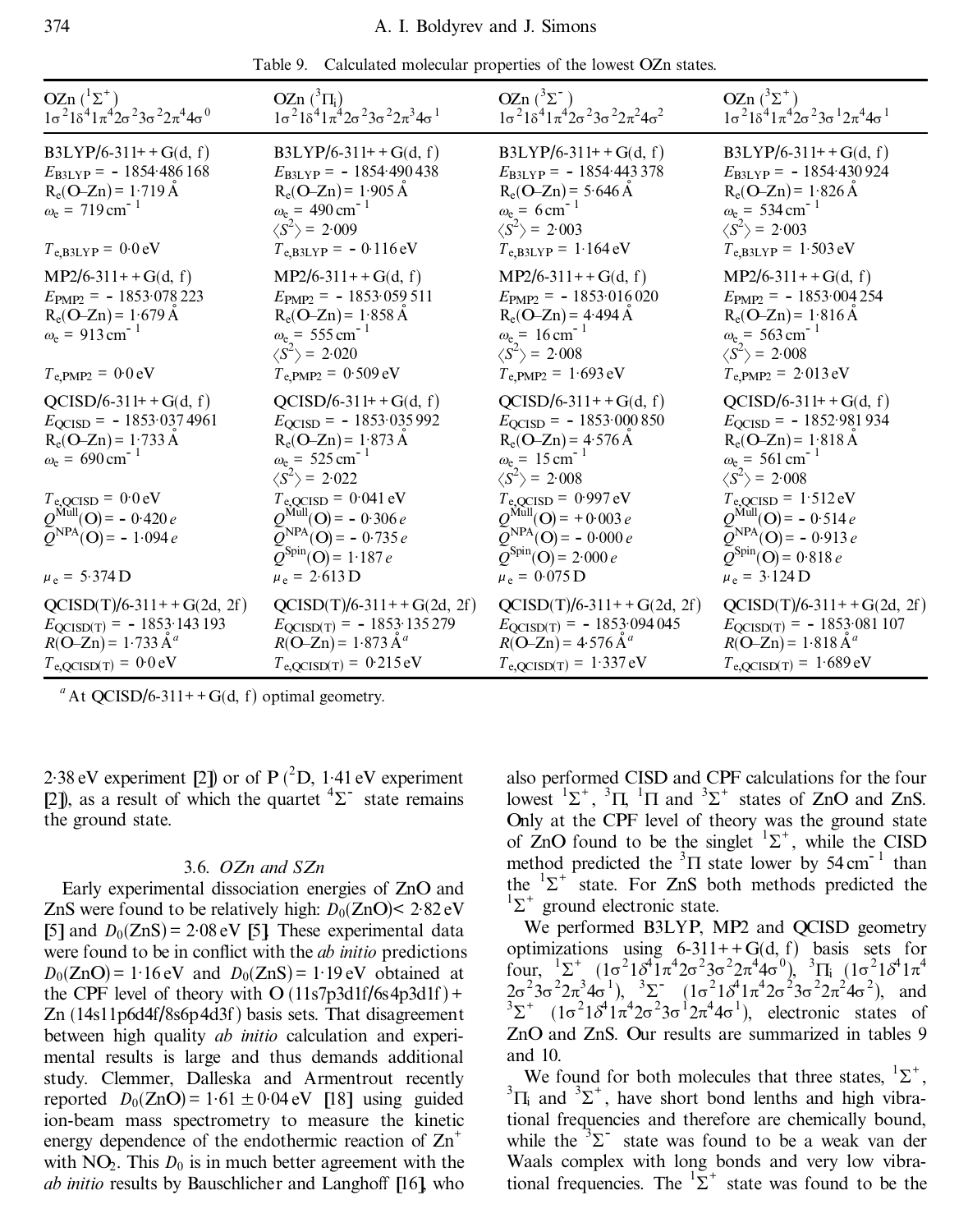Table 9. Calculated molecular properties of the lowest OZn states.

| OZn ($^1\Sigma^+$) $1\sigma^2 1\delta^4 1\pi^4 2\sigma^2 3\sigma^2 2\pi^4 4\sigma^0$ | OZn ($^3\Pi_i$) $1\sigma^2 1\delta^4 1\pi^4 2\sigma^2 3\sigma^2 2\pi^3 4\sigma^1$ | OZn ($^3\Sigma^-$) $1\sigma^2 1\delta^4 1\pi^4 2\sigma^2 3\sigma^2 2\pi^2 4\sigma^2$ | OZn ($^3\Sigma^+$) $1\sigma^2 1\delta^4 1\pi^4 2\sigma^2 3\sigma^1 2\pi^4 4\sigma^1$ |
|---|---|---|---|
| B3LYP/6-311++G(d, f) | B3LYP/6-311++G(d, f) | B3LYP/6-311++G(d, f) | B3LYP/6-311++G(d, f) |
| $E_{B3LYP} = -1854.486168$ | $E_{B3LYP} = -1854.490438$ | $E_{B3LYP} = -1854.443378$ | $E_{B3LYP} = -1854.430924$ |
| $R_e$(O–Zn) = 1.719 Å | $R_e$(O–Zn) = 1.905 Å | $R_e$(O–Zn) = 5.646 Å | $R_e$(O–Zn) = 1.826 Å |
| $\omega_e$ = 719 cm$^{-1}$ | $\omega_e$ = 490 cm$^{-1}$ | $\omega_e$ = 6 cm$^{-1}$ | $\omega_e$ = 534 cm$^{-1}$ |
| | $\langle S^2 \rangle$ = 2.009 | $\langle S^2 \rangle$ = 2.003 | $\langle S^2 \rangle$ = 2.003 |
| $T_{e,B3LYP}$ = 0.0 eV | $T_{e,B3LYP}$ = −0.116 eV | $T_{e,B3LYP}$ = 1.164 eV | $T_{e,B3LYP}$ = 1.503 eV |
| MP2/6-311++G(d, f) | MP2/6-311++G(d, f) | MP2/6-311++G(d, f) | MP2/6-311++G(d, f) |
| $E_{PMP2} = -1853.078223$ | $E_{PMP2} = -1853.059511$ | $E_{PMP2} = -1853.016020$ | $E_{PMP2} = -1853.004254$ |
| $R_e$(O–Zn) = 1.679 Å | $R_e$(O–Zn) = 1.858 Å | $R_e$(O–Zn) = 4.494 Å | $R_e$(O–Zn) = 1.816 Å |
| $\omega_e$ = 913 cm$^{-1}$ | $\omega_e$ = 555 cm$^{-1}$ | $\omega_e$ = 16 cm$^{-1}$ | $\omega_e$ = 563 cm$^{-1}$ |
| | $\langle S^2 \rangle$ = 2.020 | $\langle S^2 \rangle$ = 2.008 | $\langle S^2 \rangle$ = 2.008 |
| $T_{e,PMP2}$ = 0.0 eV | $T_{e,PMP2}$ = 0.509 eV | $T_{e,PMP2}$ = 1.693 eV | $T_{e,PMP2}$ = 2.013 eV |
| QCISD/6-311++G(d, f) | QCISD/6-311++G(d, f) | QCISD/6-311++G(d, f) | QCISD/6-311++G(d, f) |
| $E_{QCISD} = -1853.0374961$ | $E_{QCISD} = -1853.035992$ | $E_{QCISD} = -1853.000850$ | $E_{QCISD} = -1852.981934$ |
| $R_e$(O–Zn) = 1.733 Å | $R_e$(O–Zn) = 1.873 Å | $R_e$(O–Zn) = 4.576 Å | $R_e$(O–Zn) = 1.818 Å |
| $\omega_e$ = 690 cm$^{-1}$ | $\omega_e$ = 525 cm$^{-1}$ | $\omega_e$ = 15 cm$^{-1}$ | $\omega_e$ = 561 cm$^{-1}$ |
| | $\langle S^2 \rangle$ = 2.022 | $\langle S^2 \rangle$ = 2.008 | $\langle S^2 \rangle$ = 2.008 |
| $T_{e,QCISD}$ = 0.0 eV | $T_{e,QCISD}$ = 0.041 eV | $T_{e,QCISD}$ = 0.997 eV | $T_{e,QCISD}$ = 1.512 eV |
| $Q^{Mull}$(O) = −0.420 $e$ | $Q^{Mull}$(O) = −0.306 $e$ | $Q^{Mull}$(O) = +0.003 $e$ | $Q^{Mull}$(O) = −0.514 $e$ |
| $Q^{NPA}$(O) = −1.094 $e$ | $Q^{NPA}$(O) = −0.735 $e$ | $Q^{NPA}$(O) = −0.000 $e$ | $Q^{NPA}$(O) = −0.913 $e$ |
| | $Q^{Spin}$(O) = 1.187 $e$ | $Q^{Spin}$(O) = 2.000 $e$ | $Q^{Spin}$(O) = 0.818 $e$ |
| $\mu_e$ = 5.374 D | $\mu_e$ = 2.613 D | $\mu_e$ = 0.075 D | $\mu_e$ = 3.124 D |
| QCISD(T)/6-311++G(2d, 2f) | QCISD(T)/6-311++G(2d, 2f) | QCISD(T)/6-311++G(2d, 2f) | QCISD(T)/6-311++G(2d, 2f) |
| $E_{QCISD(T)} = -1853.143193$ | $E_{QCISD(T)} = -1853.135279$ | $E_{QCISD(T)} = -1853.094045$ | $E_{QCISD(T)} = -1853.081107$ |
| $R$(O–Zn) = 1.733 Å [a] | $R$(O–Zn) = 1.873 Å [a] | $R$(O–Zn) = 4.576 Å [a] | $R$(O–Zn) = 1.818 Å [a] |
| $T_{e,QCISD(T)}$ = 0.0 eV | $T_{e,QCISD(T)}$ = 0.215 eV | $T_{e,QCISD(T)}$ = 1.337 eV | $T_{e,QCISD(T)}$ = 1.689 eV |

[a] At QCISD/6-311++G(d, f) optimal geometry.

2.38 eV experiment [21]) or of P ($^2$D, 1.41 eV experiment [21]), as a result of which the quartet $^4\Sigma^-$ state remains the ground state.

### 3.6. OZn and SZn

Early experimental dissociation energies of ZnO and ZnS were found to be relatively high: $D_0$(ZnO) < 2.82 eV [5] and $D_0$(ZnS) = 2.08 eV [5]. These experimental data were found to be in conflict with the *ab initio* predictions $D_0$(ZnO) = 1.16 eV and $D_0$(ZnS) = 1.19 eV obtained at the CPF level of theory with O (11s7p3d1f/6s4p3d1f) + Zn (14s11p6d4f/8s6p4d3f) basis sets. That disagreement between high quality *ab initio* calculation and experimental results is large and thus demands additional study. Clemmer, Dalleska and Armentrout recently reported $D_0$(ZnO) = 1.61 ± 0.04 eV [18] using guided ion-beam mass spectrometry to measure the kinetic energy dependence of the endothermic reaction of $Zn^+$ with $NO_2$. This $D_0$ is in much better agreement with the *ab initio* results by Bauschlicher and Langhoff [16], who also performed CISD and CPF calculations for the four lowest $^1\Sigma^+$, $^3\Pi$, $^1\Pi$ and $^3\Sigma^+$ states of ZnO and ZnS. Only at the CPF level of theory was the ground state of ZnO found to be the singlet $^1\Sigma^+$, while the CISD method predicted the $^3\Pi$ state lower by 54 cm$^{-1}$ than the $^1\Sigma^+$ state. For ZnS both methods predicted the $^1\Sigma^+$ ground electronic state.

We performed B3LYP, MP2 and QCISD geometry optimizations using 6-311++G(d, f) basis sets for four, $^1\Sigma^+$ ($1\sigma^2 1\delta^4 1\pi^4 2\sigma^2 3\sigma^2 2\pi^4 4\sigma^0$), $^3\Pi_i$ ($1\sigma^2 1\delta^4 1\pi^4 2\sigma^2 3\sigma^2 2\pi^3 4\sigma^1$), $^3\Sigma^-$ ($1\sigma^2 1\delta^4 1\pi^4 2\sigma^2 3\sigma^2 2\pi^2 4\sigma^2$), and $^3\Sigma^+$ ($1\sigma^2 1\delta^4 1\pi^4 2\sigma^2 3\sigma^1 2\pi^4 4\sigma^1$), electronic states of ZnO and ZnS. Our results are summarized in tables 9 and 10.

We found for both molecules that three states, $^1\Sigma^+$, $^3\Pi_i$ and $^3\Sigma^+$, have short bond lenths and high vibrational frequencies and therefore are chemically bound, while the $^3\Sigma^-$ state was found to be a weak van der Waals complex with long bonds and very low vibrational frequencies. The $^1\Sigma^+$ state was found to be the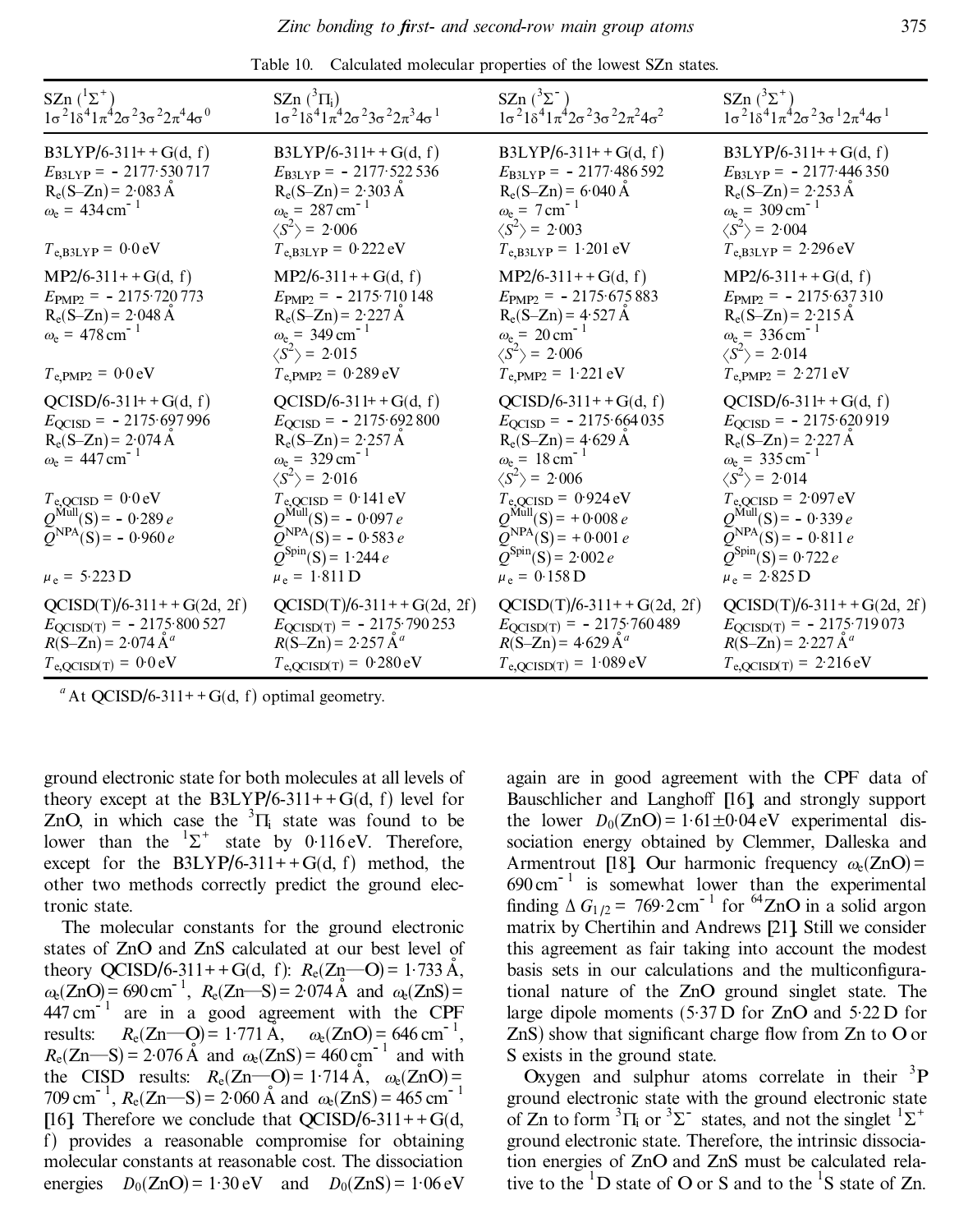Table 10. Calculated molecular properties of the lowest SZn states.

| SZn ($^1\Sigma^+$) $1\sigma^2 1\delta^4 1\pi^4 2\sigma^2 3\sigma^2 2\pi^4 4\sigma^0$ | SZn ($^3\Pi_i$) $1\sigma^2 1\delta^4 1\pi^4 2\sigma^2 3\sigma^2 2\pi^3 4\sigma^1$ | SZn ($^3\Sigma^-$) $1\sigma^2 1\delta^4 1\pi^4 2\sigma^2 3\sigma^2 2\pi^2 4\sigma^2$ | SZn ($^3\Sigma^+$) $1\sigma^2 1\delta^4 1\pi^4 2\sigma^2 3\sigma^1 2\pi^4 4\sigma^1$ |
|---|---|---|---|
| B3LYP/6-311++G(d, f) | B3LYP/6-311++G(d, f) | B3LYP/6-311++G(d, f) | B3LYP/6-311++G(d, f) |
| $E_{B3LYP} = -2177{\cdot}530\,717$ | $E_{B3LYP} = -2177{\cdot}522\,536$ | $E_{B3LYP} = -2177{\cdot}486\,592$ | $E_{B3LYP} = -2177{\cdot}446\,350$ |
| $R_e$(S–Zn) = 2·083 Å | $R_e$(S–Zn) = 2·303 Å | $R_e$(S–Zn) = 6·040 Å | $R_e$(S–Zn) = 2·253 Å |
| $\omega_e$ = 434 cm$^{-1}$ | $\omega_e$ = 287 cm$^{-1}$ | $\omega_e$ = 7 cm$^{-1}$ | $\omega_e$ = 309 cm$^{-1}$ |
| | $\langle S^2 \rangle$ = 2·006 | $\langle S^2 \rangle$ = 2·003 | $\langle S^2 \rangle$ = 2·004 |
| $T_{e,B3LYP}$ = 0·0 eV | $T_{e,B3LYP}$ = 0·222 eV | $T_{e,B3LYP}$ = 1·201 eV | $T_{e,B3LYP}$ = 2·296 eV |
| MP2/6-311++G(d, f) | MP2/6-311++G(d, f) | MP2/6-311++G(d, f) | MP2/6-311++G(d, f) |
| $E_{PMP2} = -2175{\cdot}720\,773$ | $E_{PMP2} = -2175{\cdot}710\,148$ | $E_{PMP2} = -2175{\cdot}675\,883$ | $E_{PMP2} = -2175{\cdot}637\,310$ |
| $R_e$(S–Zn) = 2·048 Å | $R_e$(S–Zn) = 2·227 Å | $R_e$(S–Zn) = 4·527 Å | $R_e$(S–Zn) = 2·215 Å |
| $\omega_e$ = 478 cm$^{-1}$ | $\omega_e$ = 349 cm$^{-1}$ | $\omega_e$ = 20 cm$^{-1}$ | $\omega_e$ = 336 cm$^{-1}$ |
| | $\langle S^2 \rangle$ = 2·015 | $\langle S^2 \rangle$ = 2·006 | $\langle S^2 \rangle$ = 2·014 |
| $T_{e,PMP2}$ = 0·0 eV | $T_{e,PMP2}$ = 0·289 eV | $T_{e,PMP2}$ = 1·221 eV | $T_{e,PMP2}$ = 2·271 eV |
| QCISD/6-311++G(d, f) | QCISD/6-311++G(d, f) | QCISD/6-311++G(d, f) | QCISD/6-311++G(d, f) |
| $E_{QCISD} = -2175{\cdot}697\,996$ | $E_{QCISD} = -2175{\cdot}692\,800$ | $E_{QCISD} = -2175{\cdot}664\,035$ | $E_{QCISD} = -2175{\cdot}620\,919$ |
| $R_e$(S–Zn) = 2·074 Å | $R_e$(S–Zn) = 2·257 Å | $R_e$(S–Zn) = 4·629 Å | $R_e$(S–Zn) = 2·227 Å |
| $\omega_e$ = 447 cm$^{-1}$ | $\omega_e$ = 329 cm$^{-1}$ | $\omega_e$ = 18 cm$^{-1}$ | $\omega_e$ = 335 cm$^{-1}$ |
| | $\langle S^2 \rangle$ = 2·016 | $\langle S^2 \rangle$ = 2·006 | $\langle S^2 \rangle$ = 2·014 |
| $T_{e,QCISD}$ = 0·0 eV | $T_{e,QCISD}$ = 0·141 eV | $T_{e,QCISD}$ = 0·924 eV | $T_{e,QCISD}$ = 2·097 eV |
| $Q^{Mull}$(S) = −0·289 $e$ | $Q^{Mull}$(S) = −0·097 $e$ | $Q^{Mull}$(S) = +0·008 $e$ | $Q^{Mull}$(S) = −0·339 $e$ |
| $Q^{NPA}$(S) = −0·960 $e$ | $Q^{NPA}$(S) = −0·583 $e$ | $Q^{NPA}$(S) = +0·001 $e$ | $Q^{NPA}$(S) = −0·811 $e$ |
| | $Q^{Spin}$(S) = 1·244 $e$ | $Q^{Spin}$(S) = 2·002 $e$ | $Q^{Spin}$(S) = 0·722 $e$ |
| $\mu_e$ = 5·223 D | $\mu_e$ = 1·811 D | $\mu_e$ = 0·158 D | $\mu_e$ = 2·825 D |
| QCISD(T)/6-311++G(2d, 2f) | QCISD(T)/6-311++G(2d, 2f) | QCISD(T)/6-311++G(2d, 2f) | QCISD(T)/6-311++G(2d, 2f) |
| $E_{QCISD(T)} = -2175{\cdot}800\,527$ | $E_{QCISD(T)} = -2175{\cdot}790\,253$ | $E_{QCISD(T)} = -2175{\cdot}760\,489$ | $E_{QCISD(T)} = -2175{\cdot}719\,073$ |
| $R$(S–Zn) = 2·074 Å[a] | $R$(S–Zn) = 2·257 Å[a] | $R$(S–Zn) = 4·629 Å[a] | $R$(S–Zn) = 2·227 Å[a] |
| $T_{e,QCISD(T)}$ = 0·0 eV | $T_{e,QCISD(T)}$ = 0·280 eV | $T_{e,QCISD(T)}$ = 1·089 eV | $T_{e,QCISD(T)}$ = 2·216 eV |

[a] At QCISD/6-311++G(d, f) optimal geometry.

ground electronic state for both molecules at all levels of theory except at the B3LYP/6-311++G(d, f) level for ZnO, in which case the $^3\Pi_i$ state was found to be lower than the $^1\Sigma^+$ state by 0·116 eV. Therefore, except for the B3LYP/6-311++G(d, f) method, the other two methods correctly predict the ground electronic state.

The molecular constants for the ground electronic states of ZnO and ZnS calculated at our best level of theory QCISD/6-311++G(d, f): $R_e$(Zn—O) = 1·733 Å, $\omega_e$(ZnO) = 690 cm$^{-1}$, $R_e$(Zn—S) = 2·074 Å and $\omega_e$(ZnS) = 447 cm$^{-1}$ are in a good agreement with the CPF results: $R_e$(Zn—O) = 1·771 Å, $\omega_e$(ZnO) = 646 cm$^{-1}$, $R_e$(Zn—S) = 2·076 Å and $\omega_e$(ZnS) = 460 cm$^{-1}$ and with the CISD results: $R_e$(Zn—O) = 1·714 Å, $\omega_e$(ZnO) = 709 cm$^{-1}$, $R_e$(Zn—S) = 2·060 Å and $\omega_e$(ZnS) = 465 cm$^{-1}$ [16]. Therefore we conclude that QCISD/6-311++G(d, f) provides a reasonable compromise for obtaining molecular constants at reasonable cost. The dissociation energies $D_0$(ZnO) = 1·30 eV and $D_0$(ZnS) = 1·06 eV again are in good agreement with the CPF data of Bauschlicher and Langhoff [16], and strongly support the lower $D_0$(ZnO) = 1·61 ± 0·04 eV experimental dissociation energy obtained by Clemmer, Dalleska and Armentrout [18]. Our harmonic frequency $\omega_e$(ZnO) = 690 cm$^{-1}$ is somewhat lower than the experimental finding $\Delta G_{1/2}$ = 769·2 cm$^{-1}$ for $^{64}$ZnO in a solid argon matrix by Chertihin and Andrews [21]. Still we consider this agreement as fair taking into account the modest basis sets in our calculations and the multiconfigurational nature of the ZnO ground singlet state. The large dipole moments (5·37 D for ZnO and 5·22 D for ZnS) show that significant charge flow from Zn to O or S exists in the ground state.

Oxygen and sulphur atoms correlate in their $^3$P ground electronic state with the ground electronic state of Zn to form $^3\Pi_i$ or $^3\Sigma^-$ states, and not the singlet $^1\Sigma^+$ ground electronic state. Therefore, the intrinsic dissociation energies of ZnO and ZnS must be calculated relative to the $^1$D state of O or S and to the $^1$S state of Zn.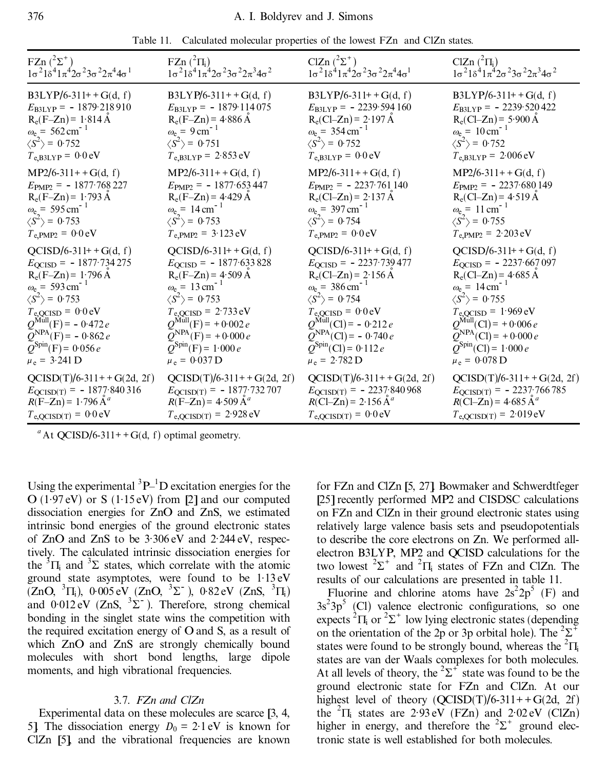Table 11. Calculated molecular properties of the lowest FZn and ClZn states.

| FZn ($^2\Sigma^+$) $1\sigma^2 1\delta^4 1\pi^4 2\sigma^2 3\sigma^2 2\pi^4 4\sigma^1$ | FZn ($^2\Pi_i$) $1\sigma^2 1\delta^4 1\pi^4 2\sigma^2 3\sigma^2 2\pi^3 4\sigma^2$ | ClZn ($^2\Sigma^+$) $1\sigma^2 1\delta^4 1\pi^4 2\sigma^2 3\sigma^2 2\pi^4 4\sigma^1$ | ClZn ($^2\Pi_i$) $1\sigma^2 1\delta^4 1\pi^4 2\sigma^2 3\sigma^2 2\pi^3 4\sigma^2$ |
|---|---|---|---|
| B3LYP/6-311++G(d, f) | B3LYP/6-311++G(d, f) | B3LYP/6-311++G(d, f) | B3LYP/6-311++G(d, f) |
| $E_{B3LYP} = -1879.218910$ | $E_{B3LYP} = -1879.114075$ | $E_{B3LYP} = -2239.594160$ | $E_{B3LYP} = -2239.520422$ |
| $R_e$(F–Zn) = 1.814 Å | $R_e$(F–Zn) = 4.886 Å | $R_e$(Cl–Zn) = 2.197 Å | $R_e$(Cl–Zn) = 5.900 Å |
| $\omega_e$ = 562 cm$^{-1}$ | $\omega_e$ = 9 cm$^{-1}$ | $\omega_e$ = 354 cm$^{-1}$ | $\omega_e$ = 10 cm$^{-1}$ |
| $\langle S^2 \rangle$ = 0.752 | $\langle S^2 \rangle$ = 0.751 | $\langle S^2 \rangle$ = 0.752 | $\langle S^2 \rangle$ = 0.752 |
| $T_{e,B3LYP}$ = 0.0 eV | $T_{e,B3LYP}$ = 2.853 eV | $T_{e,B3LYP}$ = 0.0 eV | $T_{e,B3LYP}$ = 2.006 eV |
| MP2/6-311++G(d, f) | MP2/6-311++G(d, f) | MP2/6-311++G(d, f) | MP2/6-311++G(d, f) |
| $E_{PMP2} = -1877.768227$ | $E_{PMP2} = -1877.653447$ | $E_{PMP2} = -2237.761140$ | $E_{PMP2} = -2237.680149$ |
| $R_e$(F–Zn) = 1.793 Å | $R_e$(F–Zn) = 4.429 Å | $R_e$(Cl–Zn) = 2.137 Å | $R_e$(Cl–Zn) = 4.519 Å |
| $\omega_e$ = 595 cm$^{-1}$ | $\omega_e$ = 14 cm$^{-1}$ | $\omega_e$ = 397 cm$^{-1}$ | $\omega_e$ = 11 cm$^{-1}$ |
| $\langle S^2 \rangle$ = 0.753 | $\langle S^2 \rangle$ = 0.753 | $\langle S^2 \rangle$ = 0.754 | $\langle S^2 \rangle$ = 0.755 |
| $T_{e,PMP2}$ = 0.0 eV | $T_{e,PMP2}$ = 3.123 eV | $T_{e,PMP2}$ = 0.0 eV | $T_{e,PMP2}$ = 2.203 eV |
| QCISD/6-311++G(d, f) | QCISD/6-311++G(d, f) | QCISD/6-311++G(d, f) | QCISD/6-311++G(d, f) |
| $E_{QCISD} = -1877.734275$ | $E_{QCISD} = -1877.633828$ | $E_{QCISD} = -2237.739477$ | $E_{QCISD} = -2237.667097$ |
| $R_e$(F–Zn) = 1.796 Å | $R_e$(F–Zn) = 4.509 Å | $R_e$(Cl–Zn) = 2.156 Å | $R_e$(Cl–Zn) = 4.685 Å |
| $\omega_e$ = 593 cm$^{-1}$ | $\omega_e$ = 13 cm$^{-1}$ | $\omega_e$ = 386 cm$^{-1}$ | $\omega_e$ = 14 cm$^{-1}$ |
| $\langle S^2 \rangle$ = 0.753 | $\langle S^2 \rangle$ = 0.753 | $\langle S^2 \rangle$ = 0.754 | $\langle S^2 \rangle$ = 0.755 |
| $T_{e,QCISD}$ = 0.0 eV | $T_{e,QCISD}$ = 2.733 eV | $T_{e,QCISD}$ = 0.0 eV | $T_{e,QCISD}$ = 1.969 eV |
| $Q^{Mull}$(F) = $-0.472\,e$ | $Q^{Mull}$(F) = $+0.002\,e$ | $Q^{Mull}$(Cl) = $-0.212\,e$ | $Q^{Mull}$(Cl) = $+0.006\,e$ |
| $Q^{NPA}$(F) = $-0.862\,e$ | $Q^{NPA}$(F) = $+0.000\,e$ | $Q^{NPA}$(Cl) = $-0.740\,e$ | $Q^{NPA}$(Cl) = $+0.000\,e$ |
| $Q^{Spin}$(F) = $0.056\,e$ | $Q^{Spin}$(F) = $1.000\,e$ | $Q^{Spin}$(Cl) = $0.112\,e$ | $Q^{Spin}$(Cl) = $1.000\,e$ |
| $\mu_e$ = 3.241 D | $\mu_e$ = 0.037 D | $\mu_e$ = 2.782 D | $\mu_e$ = 0.078 D |
| QCISD(T)/6-311++G(2d, 2f) | QCISD(T)/6-311++G(2d, 2f) | QCISD(T)/6-311++G(2d, 2f) | QCISD(T)/6-311++G(2d, 2f) |
| $E_{QCISD(T)} = -1877.840316$ | $E_{QCISD(T)} = -1877.732707$ | $E_{QCISD(T)} = -2237.840968$ | $E_{QCISD(T)} = -2237.766785$ |
| $R$(F–Zn) = 1.796 Å[a] | $R$(F–Zn) = 4.509 Å[a] | $R$(Cl–Zn) = 2.156 Å[a] | $R$(Cl–Zn) = 4.685 Å[a] |
| $T_{e,QCISD(T)}$ = 0.0 eV | $T_{e,QCISD(T)}$ = 2.928 eV | $T_{e,QCISD(T)}$ = 0.0 eV | $T_{e,QCISD(T)}$ = 2.019 eV |

[a] At QCISD/6-311++G(d, f) optimal geometry.

Using the experimental $^3$P–$^1$D excitation energies for the O (1.97 eV) or S (1.15 eV) from [2] and our computed dissociation energies for ZnO and ZnS, we estimated intrinsic bond energies of the ground electronic states of ZnO and ZnS to be 3.306 eV and 2.244 eV, respectively. The calculated intrinsic dissociation energies for the $^3\Pi_i$ and $^3\Sigma$ states, which correlate with the atomic ground state asymptotes, were found to be 1.13 eV (ZnO, $^3\Pi_i$), 0.005 eV (ZnO, $^3\Sigma^-$), 0.82 eV (ZnS, $^3\Pi_i$) and 0.012 eV (ZnS, $^3\Sigma^-$). Therefore, strong chemical bonding in the singlet state wins the competition with the required excitation energy of O and S, as a result of which ZnO and ZnS are strongly chemically bound molecules with short bond lengths, large dipole moments, and high vibrational frequencies.

### 3.7. *FZn and ClZn*

Experimental data on these molecules are scarce [3, 4, 5]. The dissociation energy $D_0$ = 2.1 eV is known for ClZn [5], and the vibrational frequencies are known for FZn and ClZn [5, 27]. Bowmaker and Schwerdtfeger [25] recently performed MP2 and CISDSC calculations on FZn and ClZn in their ground electronic states using relatively large valence basis sets and pseudopotentials to describe the core electrons on Zn. We performed all-electron B3LYP, MP2 and QCISD calculations for the two lowest $^2\Sigma^+$ and $^2\Pi_i$ states of FZn and ClZn. The results of our calculations are presented in table 11.

Fluorine and chlorine atoms have $2s^2 2p^5$ (F) and $3s^2 3p^5$ (Cl) valence electronic configurations, so one expects $^2\Pi_i$ or $^2\Sigma^+$ low lying electronic states (depending on the orientation of the 2p or 3p orbital hole). The $^2\Sigma^+$ states were found to be strongly bound, whereas the $^2\Pi_i$ states are van der Waals complexes for both molecules. At all levels of theory, the $^2\Sigma^+$ state was found to be the ground electronic state for FZn and ClZn. At our highest level of theory (QCISD(T)/6-311++G(2d, 2f) the $^2\Pi_i$ states are 2.93 eV (FZn) and 2.02 eV (ClZn) higher in energy, and therefore the $^2\Sigma^+$ ground electronic state is well established for both molecules.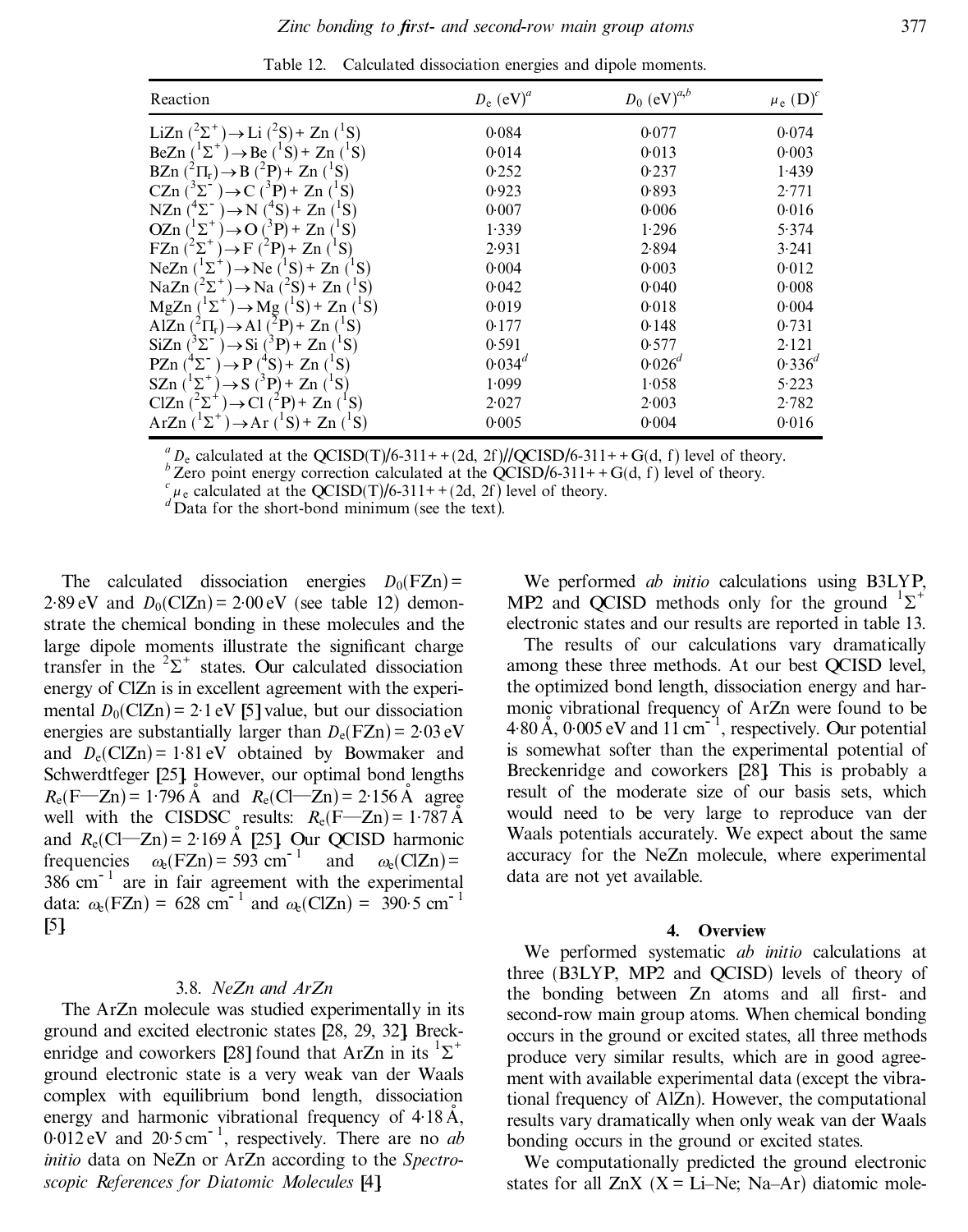Table 12. Calculated dissociation energies and dipole moments.

| Reaction | $D_e$ (eV)[a] | $D_0$ (eV)[a,b] | $\mu_e$ (D)[c] |
|---|---|---|---|
| LiZn ($^2\Sigma^+$) → Li ($^2$S) + Zn ($^1$S) | 0·084 | 0·077 | 0·074 |
| BeZn ($^1\Sigma^+$) → Be ($^1$S) + Zn ($^1$S) | 0·014 | 0·013 | 0·003 |
| BZn ($^2\Pi_r$) → B ($^2$P) + Zn ($^1$S) | 0·252 | 0·237 | 1·439 |
| CZn ($^3\Sigma^-$) → C ($^3$P) + Zn ($^1$S) | 0·923 | 0·893 | 2·771 |
| NZn ($^4\Sigma^-$) → N ($^4$S) + Zn ($^1$S) | 0·007 | 0·006 | 0·016 |
| OZn ($^1\Sigma^+$) → O ($^3$P) + Zn ($^1$S) | 1·339 | 1·296 | 5·374 |
| FZn ($^2\Sigma^+$) → F ($^2$P) + Zn ($^1$S) | 2·931 | 2·894 | 3·241 |
| NeZn ($^1\Sigma^+$) → Ne ($^1$S) + Zn ($^1$S) | 0·004 | 0·003 | 0·012 |
| NaZn ($^2\Sigma^+$) → Na ($^2$S) + Zn ($^1$S) | 0·042 | 0·040 | 0·008 |
| MgZn ($^1\Sigma^+$) → Mg ($^1$S) + Zn ($^1$S) | 0·019 | 0·018 | 0·004 |
| AlZn ($^2\Pi_r$) → Al ($^2$P) + Zn ($^1$S) | 0·177 | 0·148 | 0·731 |
| SiZn ($^3\Sigma^-$) → Si ($^3$P) + Zn ($^1$S) | 0·591 | 0·577 | 2·121 |
| PZn ($^4\Sigma^-$) → P ($^4$S) + Zn ($^1$S) | 0·034[d] | 0·026[d] | 0·336[d] |
| SZn ($^1\Sigma^+$) → S ($^3$P) + Zn ($^1$S) | 1·099 | 1·058 | 5·223 |
| ClZn ($^2\Sigma^+$) → Cl ($^2$P) + Zn ($^1$S) | 2·027 | 2·003 | 2·782 |
| ArZn ($^1\Sigma^+$) → Ar ($^1$S) + Zn ($^1$S) | 0·005 | 0·004 | 0·016 |

[a] $D_e$ calculated at the QCISD(T)/6-311++(2d, 2f)//QCISD/6-311++G(d, f) level of theory.
[b] Zero point energy correction calculated at the QCISD/6-311++G(d, f) level of theory.
[c] $\mu_e$ calculated at the QCISD(T)/6-311++(2d, 2f) level of theory.
[d] Data for the short-bond minimum (see the text).

The calculated dissociation energies $D_0(\text{FZn}) = 2{\cdot}89$ eV and $D_0(\text{ClZn}) = 2{\cdot}00$ eV (see table 12) demonstrate the chemical bonding in these molecules and the large dipole moments illustrate the significant charge transfer in the $^2\Sigma^+$ states. Our calculated dissociation energy of ClZn is in excellent agreement with the experimental $D_0(\text{ClZn}) = 2{\cdot}1$ eV [5] value, but our dissociation energies are substantially larger than $D_e(\text{FZn}) = 2{\cdot}03$ eV and $D_e(\text{ClZn}) = 1{\cdot}81$ eV obtained by Bowmaker and Schwerdtfeger [25]. However, our optimal bond lengths $R_e(\text{F—Zn}) = 1{\cdot}796$ Å and $R_e(\text{Cl—Zn}) = 2{\cdot}156$ Å agree well with the CISDSC results: $R_e(\text{F—Zn}) = 1{\cdot}787$ Å and $R_e(\text{Cl—Zn}) = 2{\cdot}169$ Å [25]. Our QCISD harmonic frequencies $\omega_e(\text{FZn}) = 593$ cm$^{-1}$ and $\omega_e(\text{ClZn}) = 386$ cm$^{-1}$ are in fair agreement with the experimental data: $\omega_e(\text{FZn}) = 628$ cm$^{-1}$ and $\omega_e(\text{ClZn}) = 390{\cdot}5$ cm$^{-1}$ [5].

### 3.8. *NeZn and ArZn*

The ArZn molecule was studied experimentally in its ground and excited electronic states [28, 29, 32]. Breckenridge and coworkers [28] found that ArZn in its $^1\Sigma^+$ ground electronic state is a very weak van der Waals complex with equilibrium bond length, dissociation energy and harmonic vibrational frequency of 4·18 Å, 0·012 eV and 20·5 cm$^{-1}$, respectively. There are no *ab initio* data on NeZn or ArZn according to the *Spectroscopic References for Diatomic Molecules* [4].

We performed *ab initio* calculations using B3LYP, MP2 and QCISD methods only for the ground $^1\Sigma^+$ electronic states and our results are reported in table 13.

The results of our calculations vary dramatically among these three methods. At our best QCISD level, the optimized bond length, dissociation energy and harmonic vibrational frequency of ArZn were found to be 4·80 Å, 0·005 eV and 11 cm$^{-1}$, respectively. Our potential is somewhat softer than the experimental potential of Breckenridge and coworkers [28]. This is probably a result of the moderate size of our basis sets, which would need to be very large to reproduce van der Waals potentials accurately. We expect about the same accuracy for the NeZn molecule, where experimental data are not yet available.

## 4. Overview

We performed systematic *ab initio* calculations at three (B3LYP, MP2 and QCISD) levels of theory of the bonding between Zn atoms and all first- and second-row main group atoms. When chemical bonding occurs in the ground or excited states, all three methods produce very similar results, which are in good agreement with available experimental data (except the vibrational frequency of AlZn). However, the computational results vary dramatically when only weak van der Waals bonding occurs in the ground or excited states.

We computationally predicted the ground electronic states for all ZnX (X = Li–Ne; Na–Ar) diatomic mole-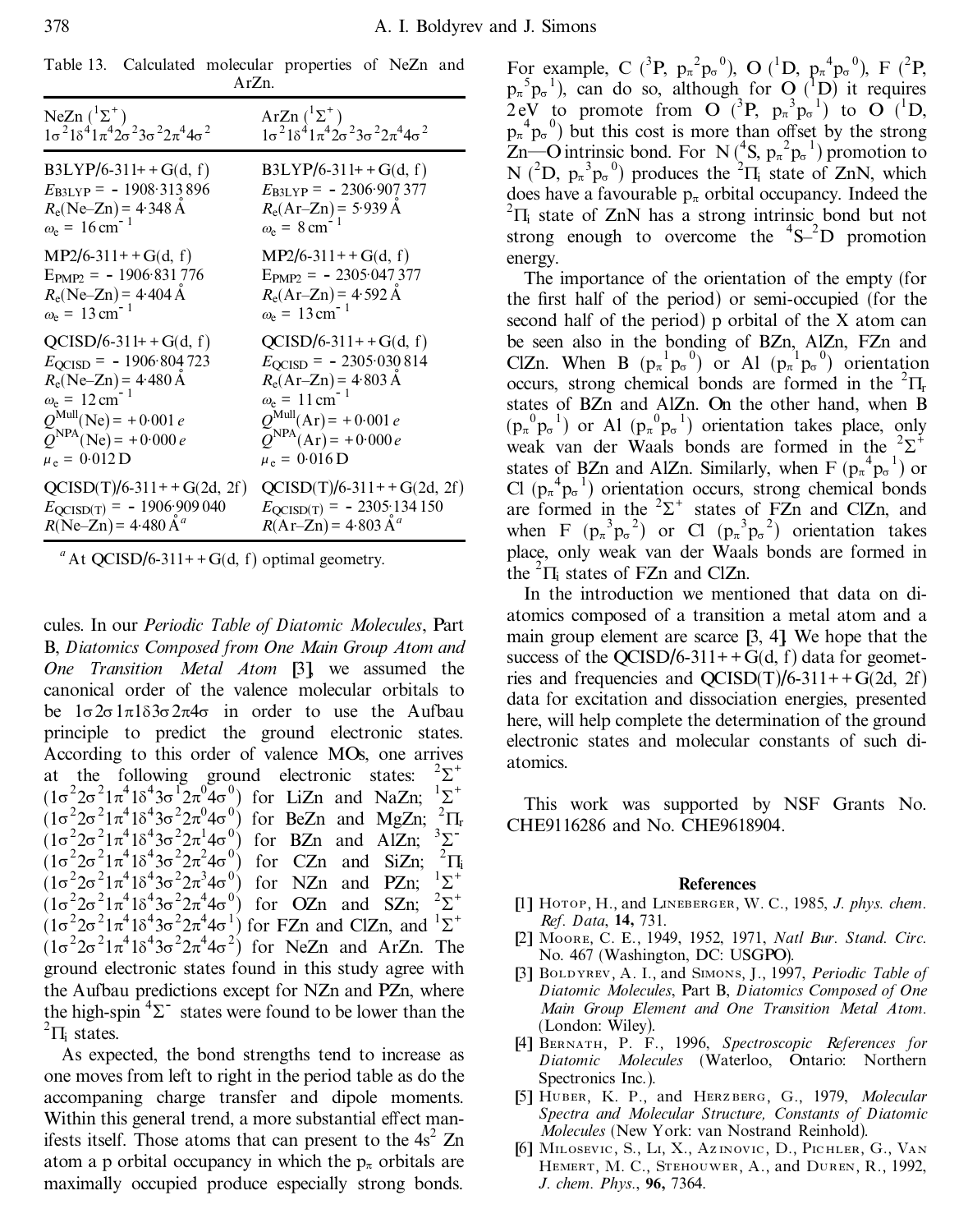Table 13. Calculated molecular properties of NeZn and ArZn.

| NeZn ($^1\Sigma^+$) $1\sigma^2 1\delta^4 1\pi^4 2\sigma^2 3\sigma^2 2\pi^4 4\sigma^2$ | ArZn ($^1\Sigma^+$) $1\sigma^2 1\delta^4 1\pi^4 2\sigma^2 3\sigma^2 2\pi^4 4\sigma^2$ |
|---|---|
| B3LYP/6-311++G(d, f) | B3LYP/6-311++G(d, f) |
| $E_{B3LYP} = -1908{\cdot}313\,896$ | $E_{B3LYP} = -2306{\cdot}907\,377$ |
| $R_e$(Ne–Zn) = 4·348 Å | $R_e$(Ar–Zn) = 5·939 Å |
| $\omega_e = 16\ \mathrm{cm}^{-1}$ | $\omega_e = 8\ \mathrm{cm}^{-1}$ |
| MP2/6-311++G(d, f) | MP2/6-311++G(d, f) |
| $E_{PMP2} = -1906{\cdot}831\,776$ | $E_{PMP2} = -2305{\cdot}047\,377$ |
| $R_e$(Ne–Zn) = 4·404 Å | $R_e$(Ar–Zn) = 4·592 Å |
| $\omega_e = 13\ \mathrm{cm}^{-1}$ | $\omega_e = 13\ \mathrm{cm}^{-1}$ |
| QCISD/6-311++G(d, f) | QCISD/6-311++G(d, f) |
| $E_{QCISD} = -1906{\cdot}804\,723$ | $E_{QCISD} = -2305{\cdot}030\,814$ |
| $R_e$(Ne–Zn) = 4·480 Å | $R_e$(Ar–Zn) = 4·803 Å |
| $\omega_e = 12\ \mathrm{cm}^{-1}$ | $\omega_e = 11\ \mathrm{cm}^{-1}$ |
| $Q^{Mull}$(Ne) = +0·001 $e$ | $Q^{Mull}$(Ar) = +0·001 $e$ |
| $Q^{NPA}$(Ne) = +0·000 $e$ | $Q^{NPA}$(Ar) = +0·000 $e$ |
| $\mu_e$ = 0·012 D | $\mu_e$ = 0·016 D |
| QCISD(T)/6-311++G(2d, 2f) | QCISD(T)/6-311++G(2d, 2f) |
| $E_{QCISD(T)} = -1906{\cdot}909\,040$ | $E_{QCISD(T)} = -2305{\cdot}134\,150$ |
| $R$(Ne–Zn) = 4·480 Å[a] | $R$(Ar–Zn) = 4·803 Å[a] |

[a] At QCISD/6-311++G(d, f) optimal geometry.

cules. In our *Periodic Table of Diatomic Molecules*, Part B, *Diatomics Composed from One Main Group Atom and One Transition Metal Atom* [3], we assumed the canonical order of the valence molecular orbitals to be $1\sigma 2\sigma 1\pi 1\delta 3\sigma 2\pi 4\sigma$ in order to use the Aufbau principle to predict the ground electronic states. According to this order of valence MOs, one arrives at the following ground electronic states: $^2\Sigma^+$ ($1\sigma^2 2\sigma^2 1\pi^4 1\delta^4 3\sigma^1 2\pi^0 4\sigma^0$) for LiZn and NaZn; $^1\Sigma^+$ ($1\sigma^2 2\sigma^2 1\pi^4 1\delta^4 3\sigma^2 2\pi^0 4\sigma^0$) for BeZn and MgZn; $^2\Pi_r$ ($1\sigma^2 2\sigma^2 1\pi^4 1\delta^4 3\sigma^2 2\pi^1 4\sigma^0$) for BZn and AlZn; $^3\Sigma^-$ ($1\sigma^2 2\sigma^2 1\pi^4 1\delta^4 3\sigma^2 2\pi^2 4\sigma^0$) for CZn and SiZn; $^2\Pi_i$ ($1\sigma^2 2\sigma^2 1\pi^4 1\delta^4 3\sigma^2 2\pi^3 4\sigma^0$) for NZn and PZn; $^1\Sigma^+$ ($1\sigma^2 2\sigma^2 1\pi^4 1\delta^4 3\sigma^2 2\pi^4 4\sigma^0$) for OZn and SZn; $^2\Sigma^+$ ($1\sigma^2 2\sigma^2 1\pi^4 1\delta^4 3\sigma^2 2\pi^4 4\sigma^1$) for FZn and ClZn, and $^1\Sigma^+$ ($1\sigma^2 2\sigma^2 1\pi^4 1\delta^4 3\sigma^2 2\pi^4 4\sigma^2$) for NeZn and ArZn. The ground electronic states found in this study agree with the Aufbau predictions except for NZn and PZn, where the high-spin $^4\Sigma^-$ states were found to be lower than the $^2\Pi_i$ states.

As expected, the bond strengths tend to increase as one moves from left to right in the period table as do the accompanying charge transfer and dipole moments. Within this general trend, a more substantial effect manifests itself. Those atoms that can present to the $4s^2$ Zn atom a p orbital occupancy in which the $p_\pi$ orbitals are maximally occupied produce especially strong bonds. For example, C ($^3$P, $p_\pi^2 p_\sigma^0$), O ($^1$D, $p_\pi^4 p_\sigma^0$), F ($^2$P, $p_\pi^5 p_\sigma^1$), can do so, although for O ($^1$D) it requires 2 eV to promote from O ($^3$P, $p_\pi^3 p_\sigma^1$) to O ($^1$D, $p_\pi^4 p_\sigma^0$) but this cost is more than offset by the strong Zn—O intrinsic bond. For N ($^4$S, $p_\pi^2 p_\sigma^1$) promotion to N ($^2$D, $p_\pi^3 p_\sigma^0$) produces the $^2\Pi_i$ state of ZnN, which does have a favourable $p_\pi$ orbital occupancy. Indeed the $^2\Pi_i$ state of ZnN has a strong intrinsic bond but not strong enough to overcome the $^4$S–$^2$D promotion energy.

The importance of the orientation of the empty (for the first half of the period) or semi-occupied (for the second half of the period) p orbital of the X atom can be seen also in the bonding of BZn, AlZn, FZn and ClZn. When B ($p_\pi^1 p_\sigma^0$) or Al ($p_\pi^1 p_\sigma^0$) orientation occurs, strong chemical bonds are formed in the $^2\Pi_r$ states of BZn and AlZn. On the other hand, when B ($p_\pi^0 p_\sigma^1$) or Al ($p_\pi^0 p_\sigma^1$) orientation takes place, only weak van der Waals bonds are formed in the $^2\Sigma^+$ states of BZn and AlZn. Similarly, when F ($p_\pi^4 p_\sigma^1$) or Cl ($p_\pi^4 p_\sigma^1$) orientation occurs, strong chemical bonds are formed in the $^2\Sigma^+$ states of FZn and ClZn, and when F ($p_\pi^3 p_\sigma^2$) or Cl ($p_\pi^3 p_\sigma^2$) orientation takes place, only weak van der Waals bonds are formed in the $^2\Pi_i$ states of FZn and ClZn.

In the introduction we mentioned that data on diatomics composed of a transition a metal atom and a main group element are scarce [3, 4]. We hope that the success of the QCISD/6-311++G(d, f) data for geometries and frequencies and QCISD(T)/6-311++G(2d, 2f) data for excitation and dissociation energies, presented here, will help complete the determination of the ground electronic states and molecular constants of such diatomics.

This work was supported by NSF Grants No. CHE9116286 and No. CHE9618904.

## References

[1] Hotop, H., and Lineberger, W. C., 1985, *J. phys. chem. Ref. Data*, **14,** 731.

[2] Moore, C. E., 1949, 1952, 1971, *Natl Bur. Stand. Circ.* No. 467 (Washington, DC: USGPO).

[3] Boldyrev, A. I., and Simons, J., 1997, *Periodic Table of Diatomic Molecules*, Part B, *Diatomics Composed of One Main Group Element and One Transition Metal Atom.* (London: Wiley).

[4] Bernath, P. F., 1996, *Spectroscopic References for Diatomic Molecules* (Waterloo, Ontario: Northern Spectronics Inc.).

[5] Huber, K. P., and Herzberg, G., 1979, *Molecular Spectra and Molecular Structure, Constants of Diatomic Molecules* (New York: van Nostrand Reinhold).

[6] Milosevic, S., Li, X., Azinovic, D., Pichler, G., Van Hemert, M. C., Stehouwer, A., and Duren, R., 1992, *J. chem. Phys.*, **96,** 7364.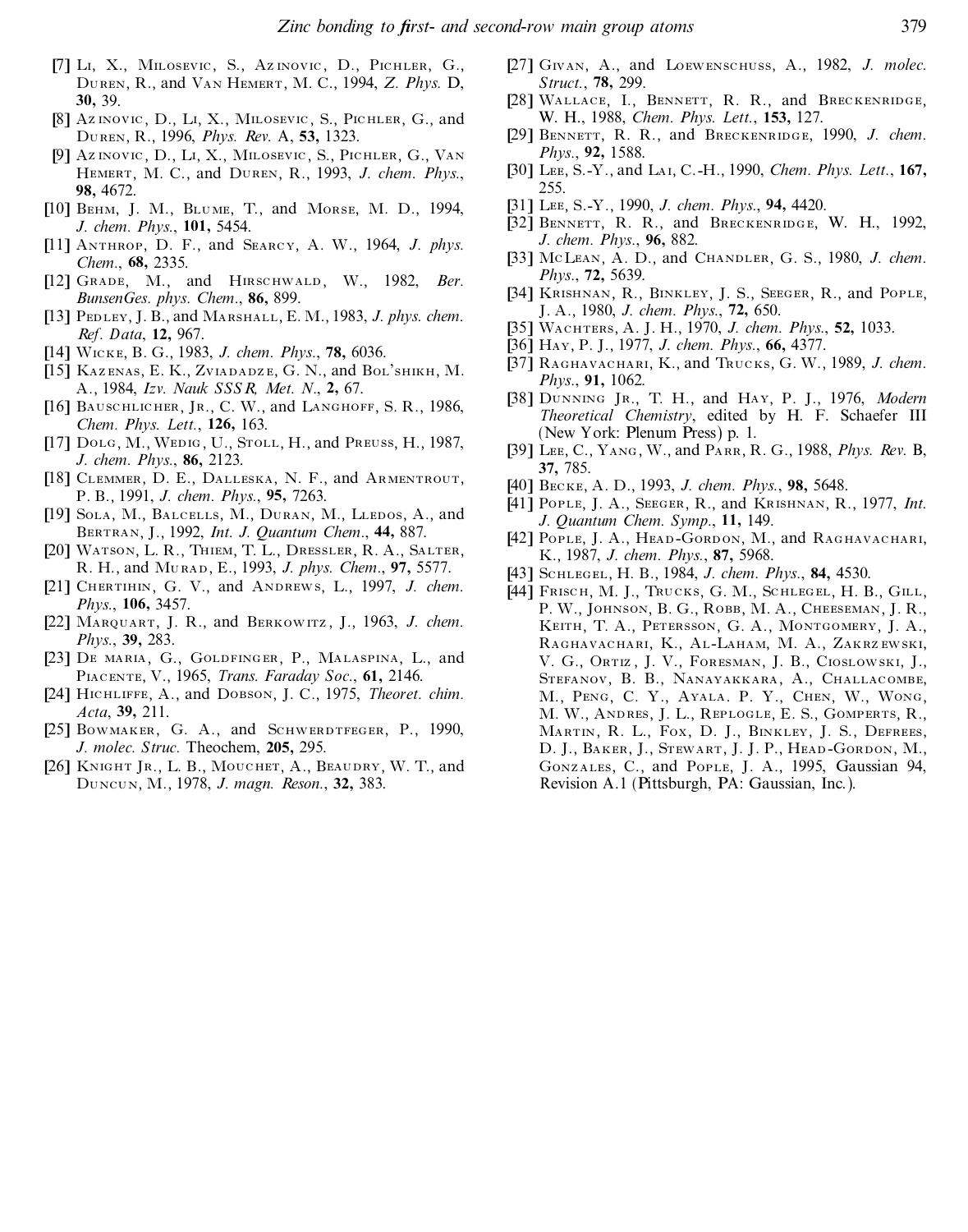[7] Li, X., Milosevic, S., Azinovic, D., Pichler, G., Duren, R., and Van Hemert, M. C., 1994, *Z. Phys.* D, **30,** 39.

[8] Azinovic, D., Li, X., Milosevic, S., Pichler, G., and Duren, R., 1996, *Phys. Rev.* A, **53,** 1323.

[9] Azinovic, D., Li, X., Milosevic, S., Pichler, G., Van Hemert, M. C., and Duren, R., 1993, *J. chem. Phys.*, **98,** 4672.

[10] Behm, J. M., Blume, T., and Morse, M. D., 1994, *J. chem. Phys.*, **101,** 5454.

[11] Anthrop, D. F., and Searcy, A. W., 1964, *J. phys. Chem.*, **68,** 2335.

[12] Grade, M., and Hirschwald, W., 1982, *Ber. BunsenGes. phys. Chem.*, **86,** 899.

[13] Pedley, J. B., and Marshall, E. M., 1983, *J. phys. chem. Ref. Data*, **12,** 967.

[14] Wicke, B. G., 1983, *J. chem. Phys.*, **78,** 6036.

[15] Kazenas, E. K., Zviadadze, G. N., and Bol'shikh, M. A., 1984, *Izv. Nauk SSSR, Met. N.*, **2,** 67.

[16] Bauschlicher, Jr., C. W., and Langhoff, S. R., 1986, *Chem. Phys. Lett.*, **126,** 163.

[17] Dolg, M., Wedig, U., Stoll, H., and Preuss, H., 1987, *J. chem. Phys.*, **86,** 2123.

[18] Clemmer, D. E., Dalleska, N. F., and Armentrout, P. B., 1991, *J. chem. Phys.*, **95,** 7263.

[19] Sola, M., Balcells, M., Duran, M., Lledos, A., and Bertran, J., 1992, *Int. J. Quantum Chem.*, **44,** 887.

[20] Watson, L. R., Thiem, T. L., Dressler, R. A., Salter, R. H., and Murad, E., 1993, *J. phys. Chem.*, **97,** 5577.

[21] Chertihin, G. V., and Andrews, L., 1997, *J. chem. Phys.*, **106,** 3457.

[22] Marquart, J. R., and Berkowitz, J., 1963, *J. chem. Phys.*, **39,** 283.

[23] De maria, G., Goldfinger, P., Malaspina, L., and Piacente, V., 1965, *Trans. Faraday Soc.*, **61,** 2146.

[24] Hichliffe, A., and Dobson, J. C., 1975, *Theoret. chim. Acta*, **39,** 211.

[25] Bowmaker, G. A., and Schwerdtfeger, P., 1990, *J. molec. Struc.* Theochem, **205,** 295.

[26] Knight Jr., L. B., Mouchet, A., Beaudry, W. T., and Duncun, M., 1978, *J. magn. Reson.*, **32,** 383.

[27] Givan, A., and Loewenschuss, A., 1982, *J. molec. Struct.*, **78,** 299.

[28] Wallace, I., Bennett, R. R., and Breckenridge, W. H., 1988, *Chem. Phys. Lett.*, **153,** 127.

[29] Bennett, R. R., and Breckenridge, 1990, *J. chem. Phys.*, **92,** 1588.

[30] Lee, S.-Y., and Lai, C.-H., 1990, *Chem. Phys. Lett.*, **167,** 255.

[31] Lee, S.-Y., 1990, *J. chem. Phys.*, **94,** 4420.

[32] Bennett, R. R., and Breckenridge, W. H., 1992, *J. chem. Phys.*, **96,** 882.

[33] McLean, A. D., and Chandler, G. S., 1980, *J. chem. Phys.*, **72,** 5639.

[34] Krishnan, R., Binkley, J. S., Seeger, R., and Pople, J. A., 1980, *J. chem. Phys.*, **72,** 650.

[35] Wachters, A. J. H., 1970, *J. chem. Phys.*, **52,** 1033.

[36] Hay, P. J., 1977, *J. chem. Phys.*, **66,** 4377.

[37] Raghavachari, K., and Trucks, G. W., 1989, *J. chem. Phys.*, **91,** 1062.

[38] Dunning Jr., T. H., and Hay, P. J., 1976, *Modern Theoretical Chemistry*, edited by H. F. Schaefer III (New York: Plenum Press) p. 1.

[39] Lee, C., Yang, W., and Parr, R. G., 1988, *Phys. Rev.* B, **37,** 785.

[40] Becke, A. D., 1993, *J. chem. Phys.*, **98,** 5648.

[41] Pople, J. A., Seeger, R., and Krishnan, R., 1977, *Int. J. Quantum Chem. Symp.*, **11,** 149.

[42] Pople, J. A., Head-Gordon, M., and Raghavachari, K., 1987, *J. chem. Phys.*, **87,** 5968.

[43] Schlegel, H. B., 1984, *J. chem. Phys.*, **84,** 4530.

[44] Frisch, M. J., Trucks, G. M., Schlegel, H. B., Gill, P. W., Johnson, B. G., Robb, M. A., Cheeseman, J. R., Keith, T. A., Petersson, G. A., Montgomery, J. A., Raghavachari, K., Al-Laham, M. A., Zakrzewski, V. G., Ortiz, J. V., Foresman, J. B., Cioslowski, J., Stefanov, B. B., Nanayakkara, A., Challacombe, M., Peng, C. Y., Ayala. P. Y., Chen, W., Wong, M. W., Andres, J. L., Replogle, E. S., Gomperts, R., Martin, R. L., Fox, D. J., Binkley, J. S., Defrees, D. J., Baker, J., Stewart, J. J. P., Head-Gordon, M., Gonzales, C., and Pople, J. A., 1995, Gaussian 94, Revision A.1 (Pittsburgh, PA: Gaussian, Inc.).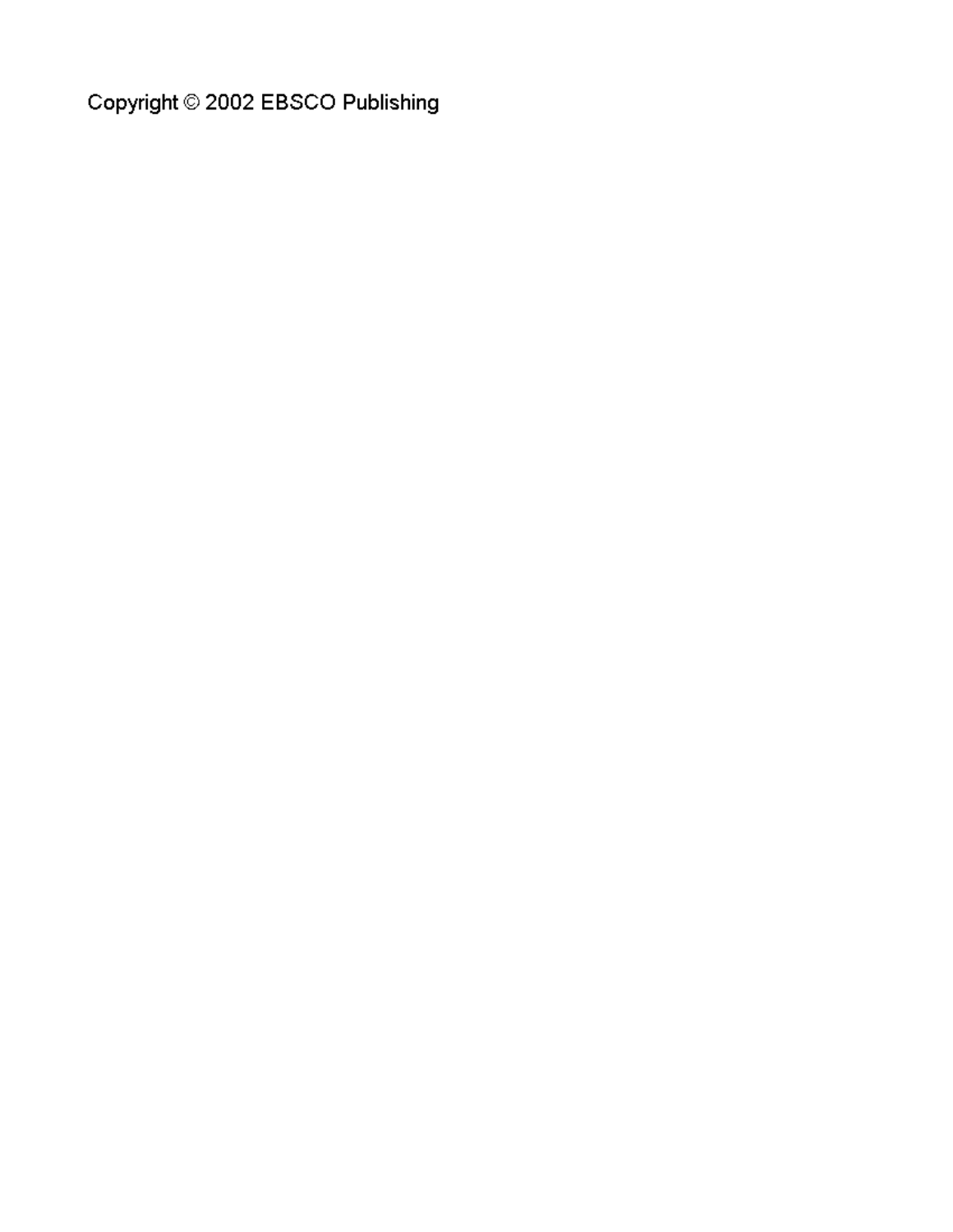Copyright © 2002 EBSCO Publishing